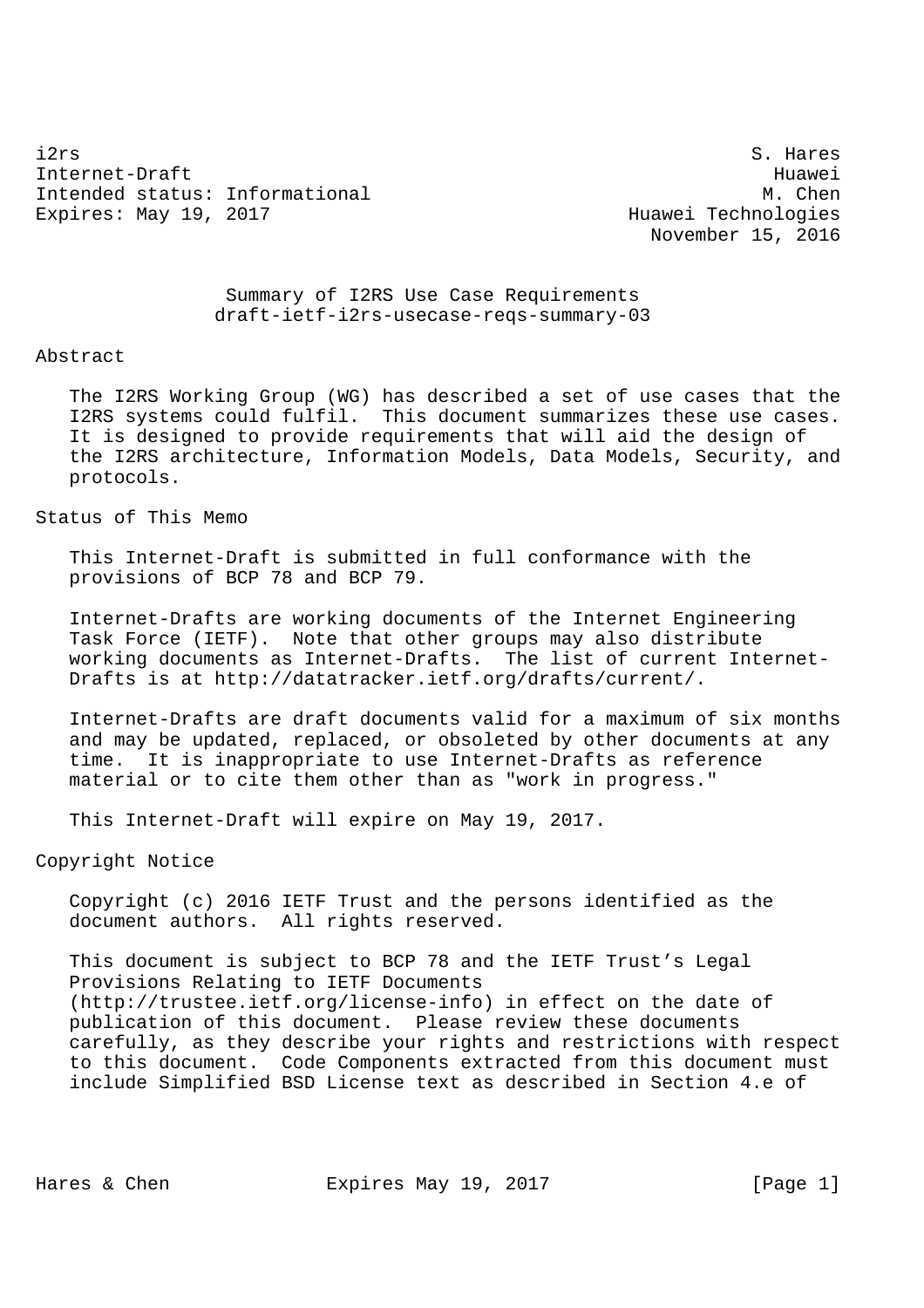i2rs S. Hares
Internet-Draft Huawei
Intended status: Informational M. Chen
Expires: May 19, 2017 Huawei Technologies
November 15, 2016

# Summary of I2RS Use Case Requirements
# draft-ietf-i2rs-usecase-reqs-summary-03

## Abstract

The I2RS Working Group (WG) has described a set of use cases that the I2RS systems could fulfil. This document summarizes these use cases. It is designed to provide requirements that will aid the design of the I2RS architecture, Information Models, Data Models, Security, and protocols.

## Status of This Memo

This Internet-Draft is submitted in full conformance with the provisions of BCP 78 and BCP 79.

Internet-Drafts are working documents of the Internet Engineering Task Force (IETF). Note that other groups may also distribute working documents as Internet-Drafts. The list of current Internet-Drafts is at http://datatracker.ietf.org/drafts/current/.

Internet-Drafts are draft documents valid for a maximum of six months and may be updated, replaced, or obsoleted by other documents at any time. It is inappropriate to use Internet-Drafts as reference material or to cite them other than as "work in progress."

This Internet-Draft will expire on May 19, 2017.

## Copyright Notice

Copyright (c) 2016 IETF Trust and the persons identified as the document authors. All rights reserved.

This document is subject to BCP 78 and the IETF Trust's Legal Provisions Relating to IETF Documents (http://trustee.ietf.org/license-info) in effect on the date of publication of this document. Please review these documents carefully, as they describe your rights and restrictions with respect to this document. Code Components extracted from this document must include Simplified BSD License text as described in Section 4.e of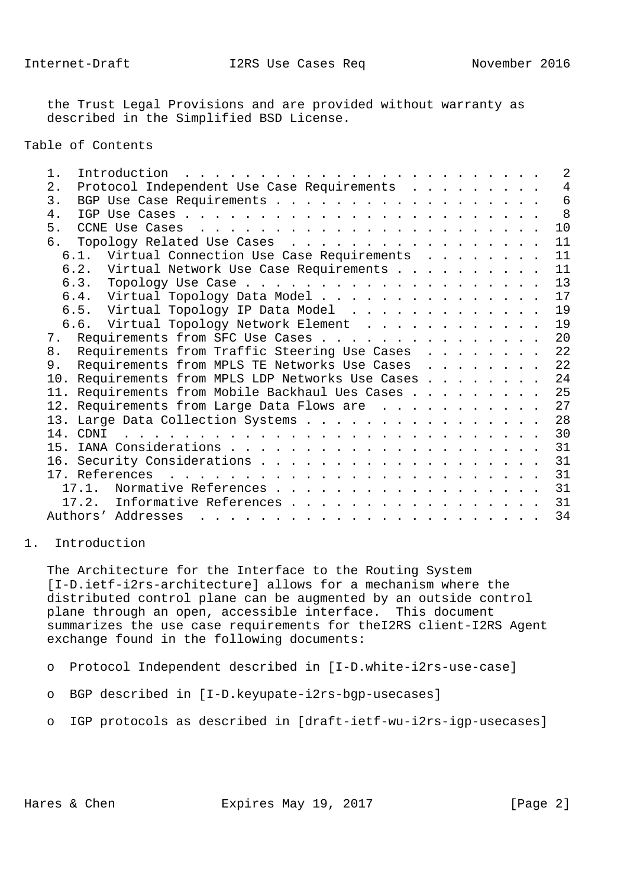the Trust Legal Provisions and are provided without warranty as described in the Simplified BSD License.

Table of Contents

```
   1.  Introduction  . . . . . . . . . . . . . . . . . . . . . . . .   2
   2.  Protocol Independent Use Case Requirements  . . . . . . . . .   4
   3.  BGP Use Case Requirements . . . . . . . . . . . . . . . . . .   6
   4.  IGP Use Cases . . . . . . . . . . . . . . . . . . . . . . . .   8
   5.  CCNE Use Cases  . . . . . . . . . . . . . . . . . . . . . . .  10
   6.  Topology Related Use Cases  . . . . . . . . . . . . . . . . .  11
     6.1.  Virtual Connection Use Case Requirements  . . . . . . . .  11
     6.2.  Virtual Network Use Case Requirements . . . . . . . . . .  11
     6.3.  Topology Use Case . . . . . . . . . . . . . . . . . . . .  13
     6.4.  Virtual Topology Data Model . . . . . . . . . . . . . . .  17
     6.5.  Virtual Topology IP Data Model  . . . . . . . . . . . . .  19
     6.6.  Virtual Topology Network Element  . . . . . . . . . . . .  19
   7.  Requirements from SFC Use Cases . . . . . . . . . . . . . . .  20
   8.  Requirements from Traffic Steering Use Cases  . . . . . . . .  22
   9.  Requirements from MPLS TE Networks Use Cases  . . . . . . . .  22
   10. Requirements from MPLS LDP Networks Use Cases . . . . . . . .  24
   11. Requirements from Mobile Backhaul Ues Cases . . . . . . . . .  25
   12. Requirements from Large Data Flows are  . . . . . . . . . . .  27
   13. Large Data Collection Systems . . . . . . . . . . . . . . . .  28
   14. CDNI  . . . . . . . . . . . . . . . . . . . . . . . . . . . .  30
   15. IANA Considerations . . . . . . . . . . . . . . . . . . . . .  31
   16. Security Considerations . . . . . . . . . . . . . . . . . . .  31
   17. References  . . . . . . . . . . . . . . . . . . . . . . . . .  31
     17.1.  Normative References . . . . . . . . . . . . . . . . . .  31
     17.2.  Informative References . . . . . . . . . . . . . . . . .  31
   Authors' Addresses  . . . . . . . . . . . . . . . . . . . . . . .  34
```

# 1. Introduction

The Architecture for the Interface to the Routing System [I-D.ietf-i2rs-architecture] allows for a mechanism where the distributed control plane can be augmented by an outside control plane through an open, accessible interface. This document summarizes the use case requirements for theI2RS client-I2RS Agent exchange found in the following documents:

- o Protocol Independent described in [I-D.white-i2rs-use-case]
- o BGP described in [I-D.keyupate-i2rs-bgp-usecases]
- o IGP protocols as described in [draft-ietf-wu-i2rs-igp-usecases]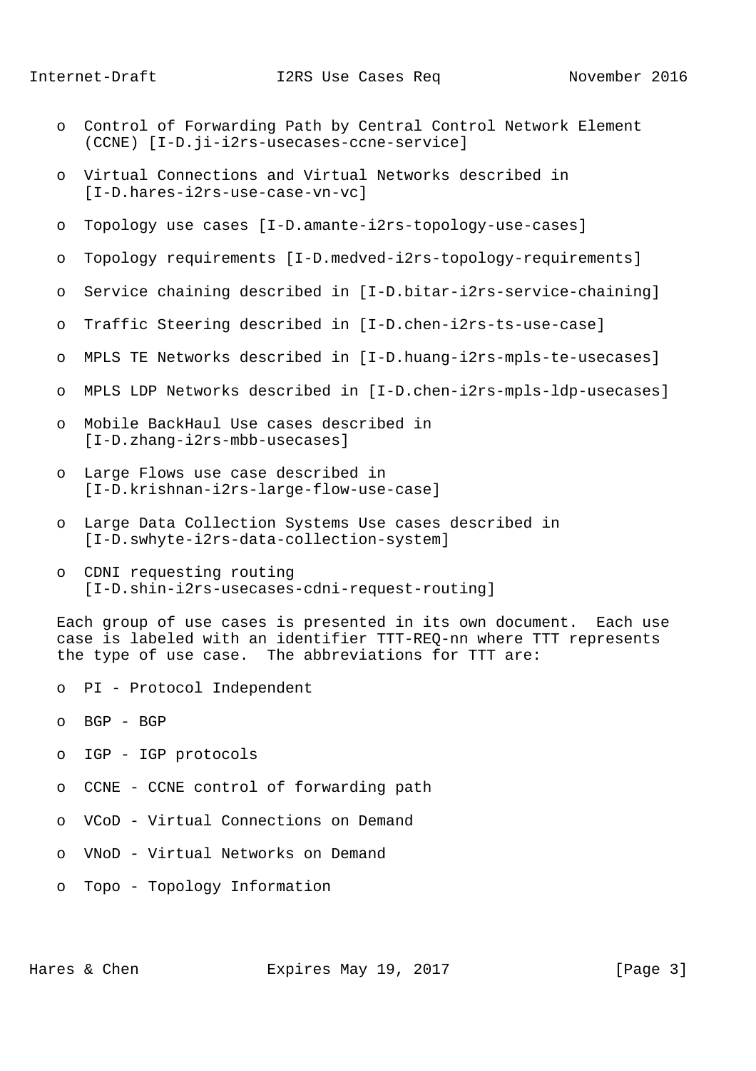- Control of Forwarding Path by Central Control Network Element (CCNE) [I-D.ji-i2rs-usecases-ccne-service]

- Virtual Connections and Virtual Networks described in [I-D.hares-i2rs-use-case-vn-vc]

- Topology use cases [I-D.amante-i2rs-topology-use-cases]

- Topology requirements [I-D.medved-i2rs-topology-requirements]

- Service chaining described in [I-D.bitar-i2rs-service-chaining]

- Traffic Steering described in [I-D.chen-i2rs-ts-use-case]

- MPLS TE Networks described in [I-D.huang-i2rs-mpls-te-usecases]

- MPLS LDP Networks described in [I-D.chen-i2rs-mpls-ldp-usecases]

- Mobile BackHaul Use cases described in [I-D.zhang-i2rs-mbb-usecases]

- Large Flows use case described in [I-D.krishnan-i2rs-large-flow-use-case]

- Large Data Collection Systems Use cases described in [I-D.swhyte-i2rs-data-collection-system]

- CDNI requesting routing [I-D.shin-i2rs-usecases-cdni-request-routing]

Each group of use cases is presented in its own document. Each use case is labeled with an identifier TTT-REQ-nn where TTT represents the type of use case. The abbreviations for TTT are:

- PI - Protocol Independent

- BGP - BGP

- IGP - IGP protocols

- CCNE - CCNE control of forwarding path

- VCoD - Virtual Connections on Demand

- VNoD - Virtual Networks on Demand

- Topo - Topology Information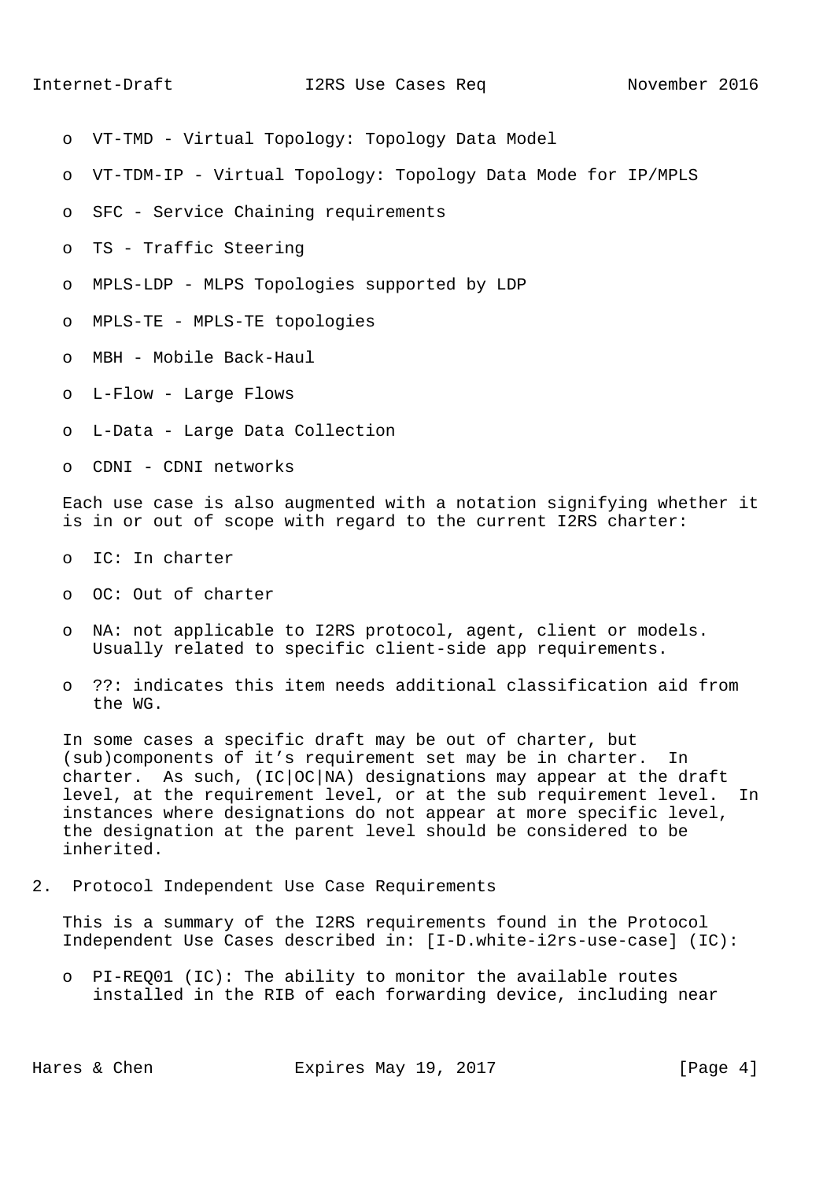- VT-TMD - Virtual Topology: Topology Data Model
- VT-TDM-IP - Virtual Topology: Topology Data Mode for IP/MPLS
- SFC - Service Chaining requirements
- TS - Traffic Steering
- MPLS-LDP - MLPS Topologies supported by LDP
- MPLS-TE - MPLS-TE topologies
- MBH - Mobile Back-Haul
- L-Flow - Large Flows
- L-Data - Large Data Collection
- CDNI - CDNI networks

Each use case is also augmented with a notation signifying whether it is in or out of scope with regard to the current I2RS charter:

- IC: In charter
- OC: Out of charter
- NA: not applicable to I2RS protocol, agent, client or models. Usually related to specific client-side app requirements.
- ??: indicates this item needs additional classification aid from the WG.

In some cases a specific draft may be out of charter, but (sub)components of it's requirement set may be in charter. In charter. As such, (IC|OC|NA) designations may appear at the draft level, at the requirement level, or at the sub requirement level. In instances where designations do not appear at more specific level, the designation at the parent level should be considered to be inherited.

## 2. Protocol Independent Use Case Requirements

This is a summary of the I2RS requirements found in the Protocol Independent Use Cases described in: [I-D.white-i2rs-use-case] (IC):

- PI-REQ01 (IC): The ability to monitor the available routes installed in the RIB of each forwarding device, including near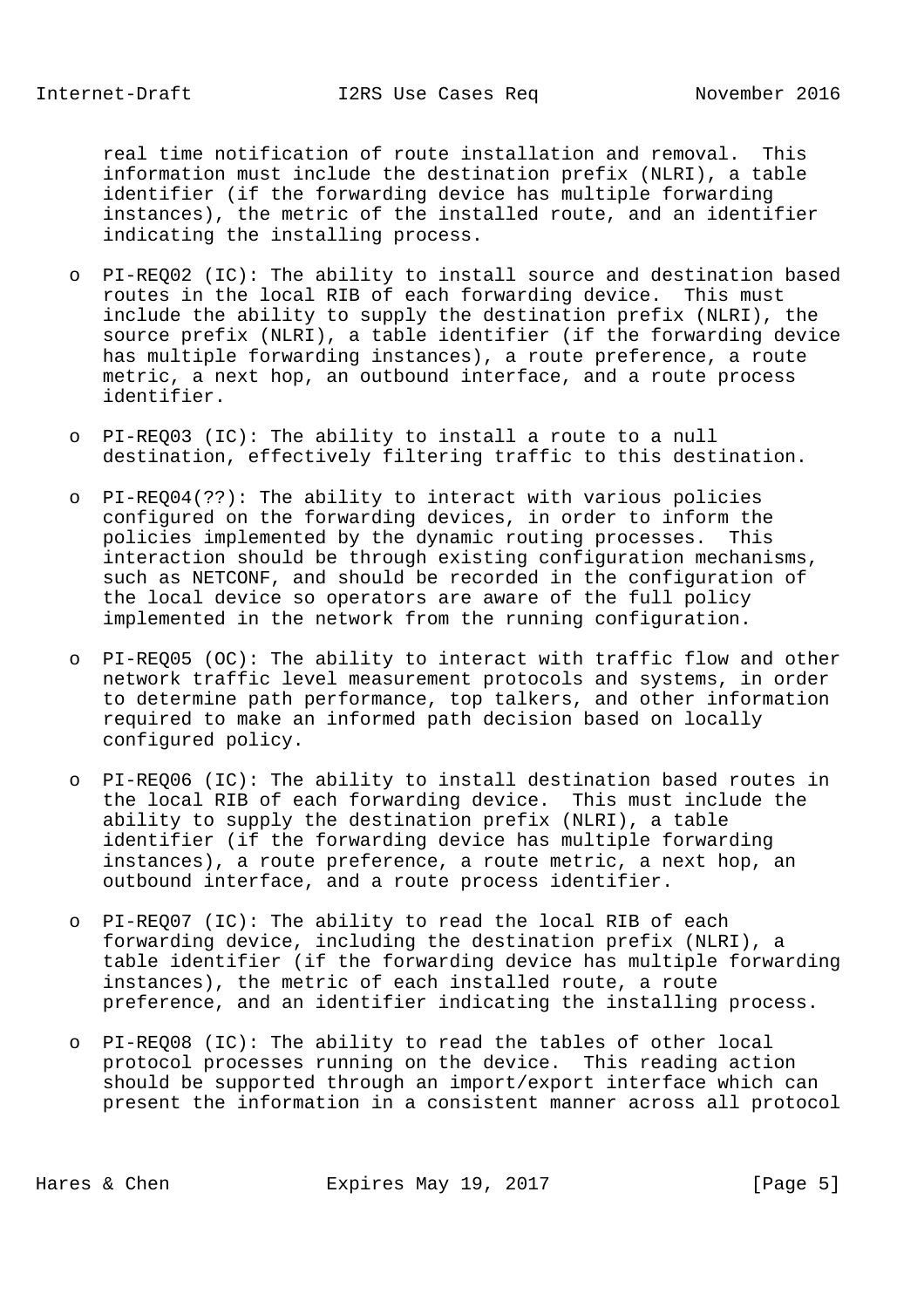real time notification of route installation and removal. This information must include the destination prefix (NLRI), a table identifier (if the forwarding device has multiple forwarding instances), the metric of the installed route, and an identifier indicating the installing process.

- PI-REQ02 (IC): The ability to install source and destination based routes in the local RIB of each forwarding device. This must include the ability to supply the destination prefix (NLRI), the source prefix (NLRI), a table identifier (if the forwarding device has multiple forwarding instances), a route preference, a route metric, a next hop, an outbound interface, and a route process identifier.

- PI-REQ03 (IC): The ability to install a route to a null destination, effectively filtering traffic to this destination.

- PI-REQ04(??): The ability to interact with various policies configured on the forwarding devices, in order to inform the policies implemented by the dynamic routing processes. This interaction should be through existing configuration mechanisms, such as NETCONF, and should be recorded in the configuration of the local device so operators are aware of the full policy implemented in the network from the running configuration.

- PI-REQ05 (OC): The ability to interact with traffic flow and other network traffic level measurement protocols and systems, in order to determine path performance, top talkers, and other information required to make an informed path decision based on locally configured policy.

- PI-REQ06 (IC): The ability to install destination based routes in the local RIB of each forwarding device. This must include the ability to supply the destination prefix (NLRI), a table identifier (if the forwarding device has multiple forwarding instances), a route preference, a route metric, a next hop, an outbound interface, and a route process identifier.

- PI-REQ07 (IC): The ability to read the local RIB of each forwarding device, including the destination prefix (NLRI), a table identifier (if the forwarding device has multiple forwarding instances), the metric of each installed route, a route preference, and an identifier indicating the installing process.

- PI-REQ08 (IC): The ability to read the tables of other local protocol processes running on the device. This reading action should be supported through an import/export interface which can present the information in a consistent manner across all protocol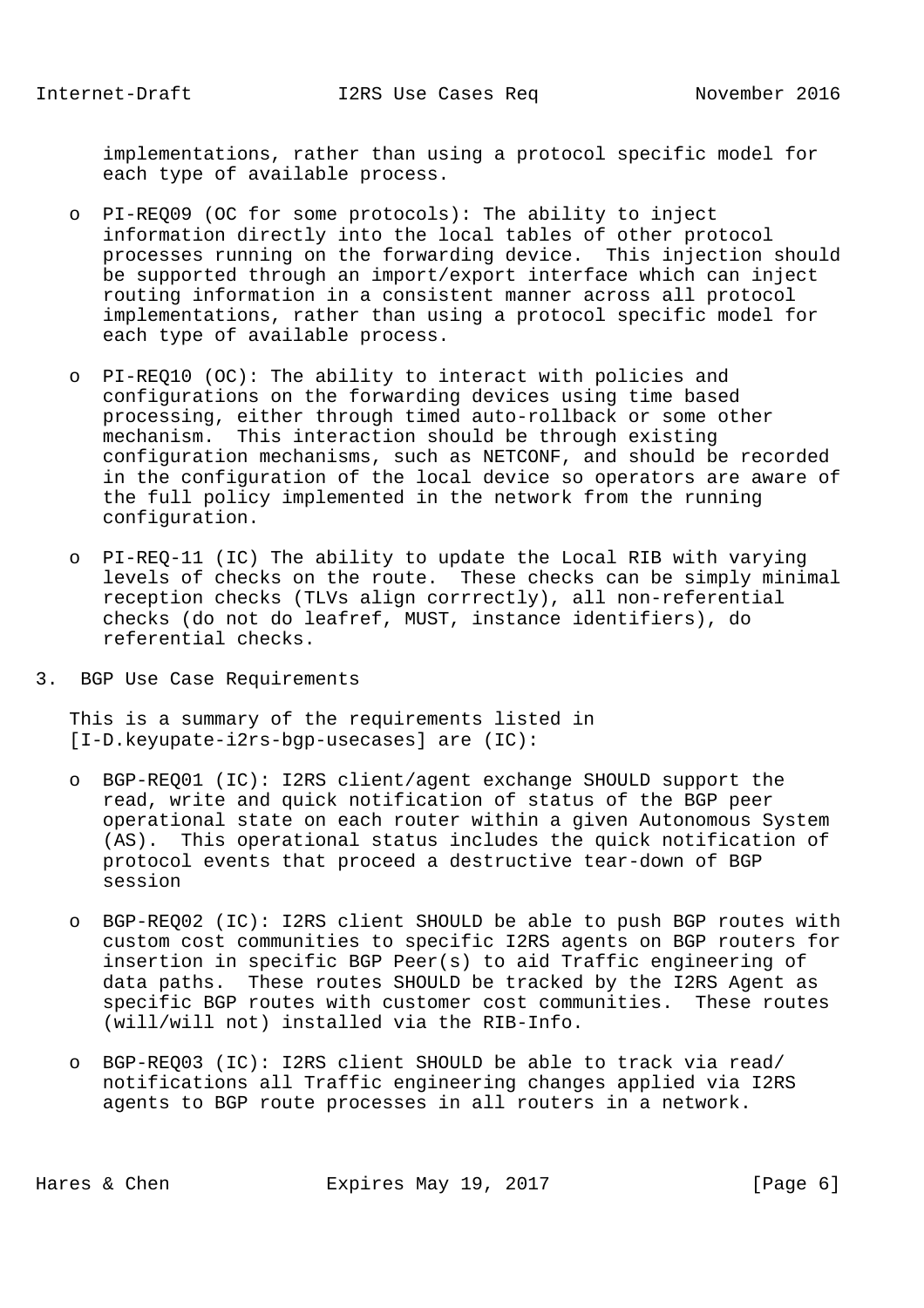implementations, rather than using a protocol specific model for each type of available process.

- PI-REQ09 (OC for some protocols): The ability to inject information directly into the local tables of other protocol processes running on the forwarding device. This injection should be supported through an import/export interface which can inject routing information in a consistent manner across all protocol implementations, rather than using a protocol specific model for each type of available process.

- PI-REQ10 (OC): The ability to interact with policies and configurations on the forwarding devices using time based processing, either through timed auto-rollback or some other mechanism. This interaction should be through existing configuration mechanisms, such as NETCONF, and should be recorded in the configuration of the local device so operators are aware of the full policy implemented in the network from the running configuration.

- PI-REQ-11 (IC) The ability to update the Local RIB with varying levels of checks on the route. These checks can be simply minimal reception checks (TLVs align corrrectly), all non-referential checks (do not do leafref, MUST, instance identifiers), do referential checks.

## 3. BGP Use Case Requirements

This is a summary of the requirements listed in [I-D.keyupate-i2rs-bgp-usecases] are (IC):

- BGP-REQ01 (IC): I2RS client/agent exchange SHOULD support the read, write and quick notification of status of the BGP peer operational state on each router within a given Autonomous System (AS). This operational status includes the quick notification of protocol events that proceed a destructive tear-down of BGP session

- BGP-REQ02 (IC): I2RS client SHOULD be able to push BGP routes with custom cost communities to specific I2RS agents on BGP routers for insertion in specific BGP Peer(s) to aid Traffic engineering of data paths. These routes SHOULD be tracked by the I2RS Agent as specific BGP routes with customer cost communities. These routes (will/will not) installed via the RIB-Info.

- BGP-REQ03 (IC): I2RS client SHOULD be able to track via read/ notifications all Traffic engineering changes applied via I2RS agents to BGP route processes in all routers in a network.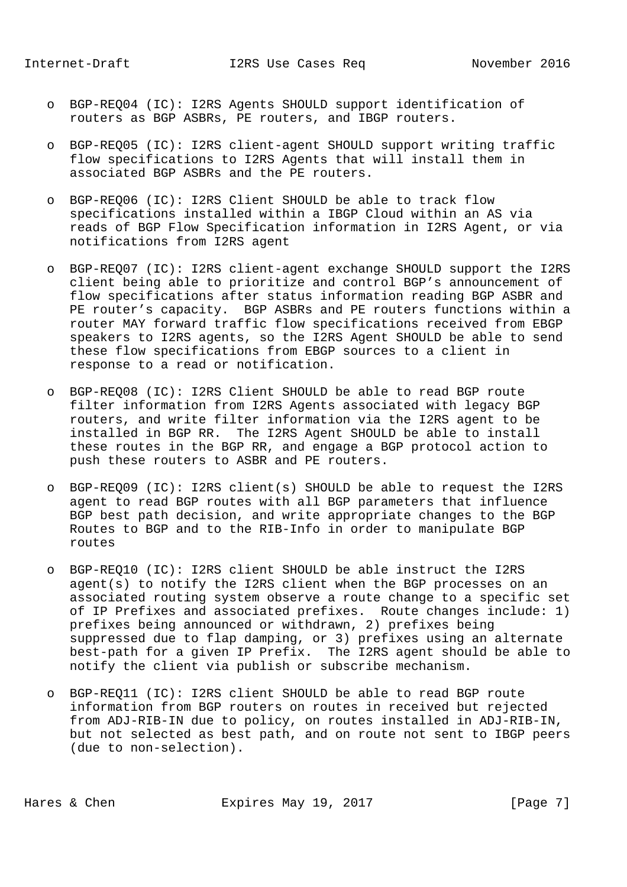- BGP-REQ04 (IC): I2RS Agents SHOULD support identification of routers as BGP ASBRs, PE routers, and IBGP routers.

- BGP-REQ05 (IC): I2RS client-agent SHOULD support writing traffic flow specifications to I2RS Agents that will install them in associated BGP ASBRs and the PE routers.

- BGP-REQ06 (IC): I2RS Client SHOULD be able to track flow specifications installed within a IBGP Cloud within an AS via reads of BGP Flow Specification information in I2RS Agent, or via notifications from I2RS agent

- BGP-REQ07 (IC): I2RS client-agent exchange SHOULD support the I2RS client being able to prioritize and control BGP's announcement of flow specifications after status information reading BGP ASBR and PE router's capacity. BGP ASBRs and PE routers functions within a router MAY forward traffic flow specifications received from EBGP speakers to I2RS agents, so the I2RS Agent SHOULD be able to send these flow specifications from EBGP sources to a client in response to a read or notification.

- BGP-REQ08 (IC): I2RS Client SHOULD be able to read BGP route filter information from I2RS Agents associated with legacy BGP routers, and write filter information via the I2RS agent to be installed in BGP RR. The I2RS Agent SHOULD be able to install these routes in the BGP RR, and engage a BGP protocol action to push these routers to ASBR and PE routers.

- BGP-REQ09 (IC): I2RS client(s) SHOULD be able to request the I2RS agent to read BGP routes with all BGP parameters that influence BGP best path decision, and write appropriate changes to the BGP Routes to BGP and to the RIB-Info in order to manipulate BGP routes

- BGP-REQ10 (IC): I2RS client SHOULD be able instruct the I2RS agent(s) to notify the I2RS client when the BGP processes on an associated routing system observe a route change to a specific set of IP Prefixes and associated prefixes. Route changes include: 1) prefixes being announced or withdrawn, 2) prefixes being suppressed due to flap damping, or 3) prefixes using an alternate best-path for a given IP Prefix. The I2RS agent should be able to notify the client via publish or subscribe mechanism.

- BGP-REQ11 (IC): I2RS client SHOULD be able to read BGP route information from BGP routers on routes in received but rejected from ADJ-RIB-IN due to policy, on routes installed in ADJ-RIB-IN, but not selected as best path, and on route not sent to IBGP peers (due to non-selection).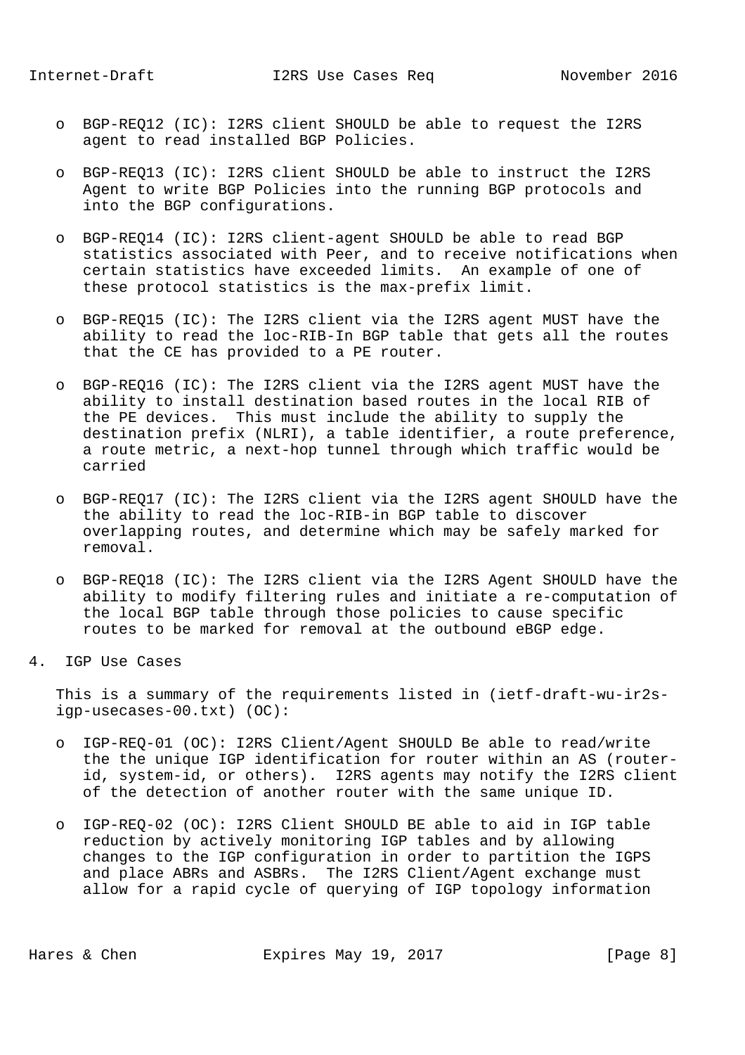- BGP-REQ12 (IC): I2RS client SHOULD be able to request the I2RS agent to read installed BGP Policies.

- BGP-REQ13 (IC): I2RS client SHOULD be able to instruct the I2RS Agent to write BGP Policies into the running BGP protocols and into the BGP configurations.

- BGP-REQ14 (IC): I2RS client-agent SHOULD be able to read BGP statistics associated with Peer, and to receive notifications when certain statistics have exceeded limits. An example of one of these protocol statistics is the max-prefix limit.

- BGP-REQ15 (IC): The I2RS client via the I2RS agent MUST have the ability to read the loc-RIB-In BGP table that gets all the routes that the CE has provided to a PE router.

- BGP-REQ16 (IC): The I2RS client via the I2RS agent MUST have the ability to install destination based routes in the local RIB of the PE devices. This must include the ability to supply the destination prefix (NLRI), a table identifier, a route preference, a route metric, a next-hop tunnel through which traffic would be carried

- BGP-REQ17 (IC): The I2RS client via the I2RS agent SHOULD have the the ability to read the loc-RIB-in BGP table to discover overlapping routes, and determine which may be safely marked for removal.

- BGP-REQ18 (IC): The I2RS client via the I2RS Agent SHOULD have the ability to modify filtering rules and initiate a re-computation of the local BGP table through those policies to cause specific routes to be marked for removal at the outbound eBGP edge.

## 4. IGP Use Cases

This is a summary of the requirements listed in (ietf-draft-wu-ir2s-igp-usecases-00.txt) (OC):

- IGP-REQ-01 (OC): I2RS Client/Agent SHOULD Be able to read/write the the unique IGP identification for router within an AS (router-id, system-id, or others). I2RS agents may notify the I2RS client of the detection of another router with the same unique ID.

- IGP-REQ-02 (OC): I2RS Client SHOULD BE able to aid in IGP table reduction by actively monitoring IGP tables and by allowing changes to the IGP configuration in order to partition the IGPS and place ABRs and ASBRs. The I2RS Client/Agent exchange must allow for a rapid cycle of querying of IGP topology information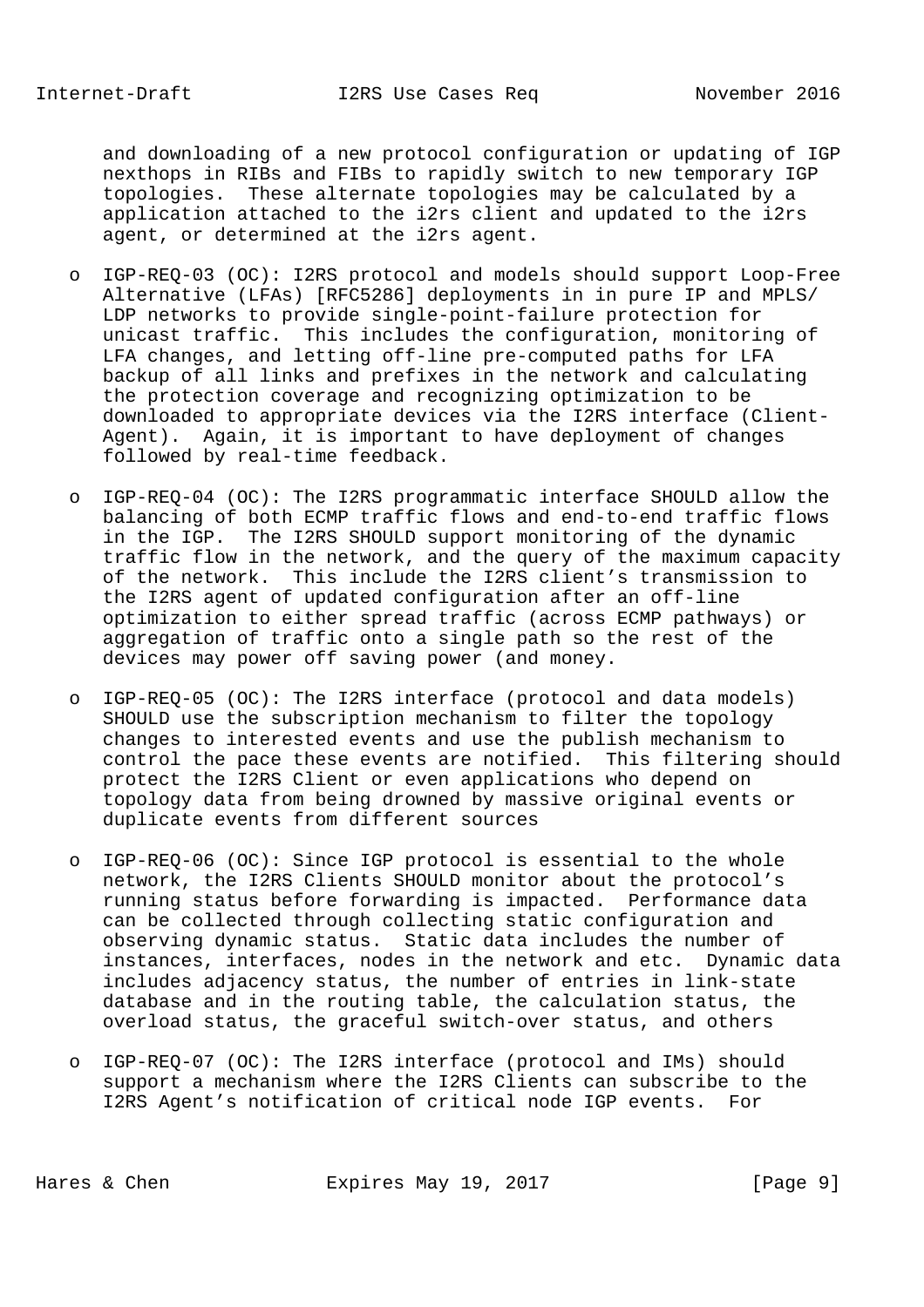and downloading of a new protocol configuration or updating of IGP nexthops in RIBs and FIBs to rapidly switch to new temporary IGP topologies. These alternate topologies may be calculated by a application attached to the i2rs client and updated to the i2rs agent, or determined at the i2rs agent.

- IGP-REQ-03 (OC): I2RS protocol and models should support Loop-Free Alternative (LFAs) [RFC5286] deployments in in pure IP and MPLS/LDP networks to provide single-point-failure protection for unicast traffic. This includes the configuration, monitoring of LFA changes, and letting off-line pre-computed paths for LFA backup of all links and prefixes in the network and calculating the protection coverage and recognizing optimization to be downloaded to appropriate devices via the I2RS interface (Client-Agent). Again, it is important to have deployment of changes followed by real-time feedback.

- IGP-REQ-04 (OC): The I2RS programmatic interface SHOULD allow the balancing of both ECMP traffic flows and end-to-end traffic flows in the IGP. The I2RS SHOULD support monitoring of the dynamic traffic flow in the network, and the query of the maximum capacity of the network. This include the I2RS client's transmission to the I2RS agent of updated configuration after an off-line optimization to either spread traffic (across ECMP pathways) or aggregation of traffic onto a single path so the rest of the devices may power off saving power (and money.

- IGP-REQ-05 (OC): The I2RS interface (protocol and data models) SHOULD use the subscription mechanism to filter the topology changes to interested events and use the publish mechanism to control the pace these events are notified. This filtering should protect the I2RS Client or even applications who depend on topology data from being drowned by massive original events or duplicate events from different sources

- IGP-REQ-06 (OC): Since IGP protocol is essential to the whole network, the I2RS Clients SHOULD monitor about the protocol's running status before forwarding is impacted. Performance data can be collected through collecting static configuration and observing dynamic status. Static data includes the number of instances, interfaces, nodes in the network and etc. Dynamic data includes adjacency status, the number of entries in link-state database and in the routing table, the calculation status, the overload status, the graceful switch-over status, and others

- IGP-REQ-07 (OC): The I2RS interface (protocol and IMs) should support a mechanism where the I2RS Clients can subscribe to the I2RS Agent's notification of critical node IGP events. For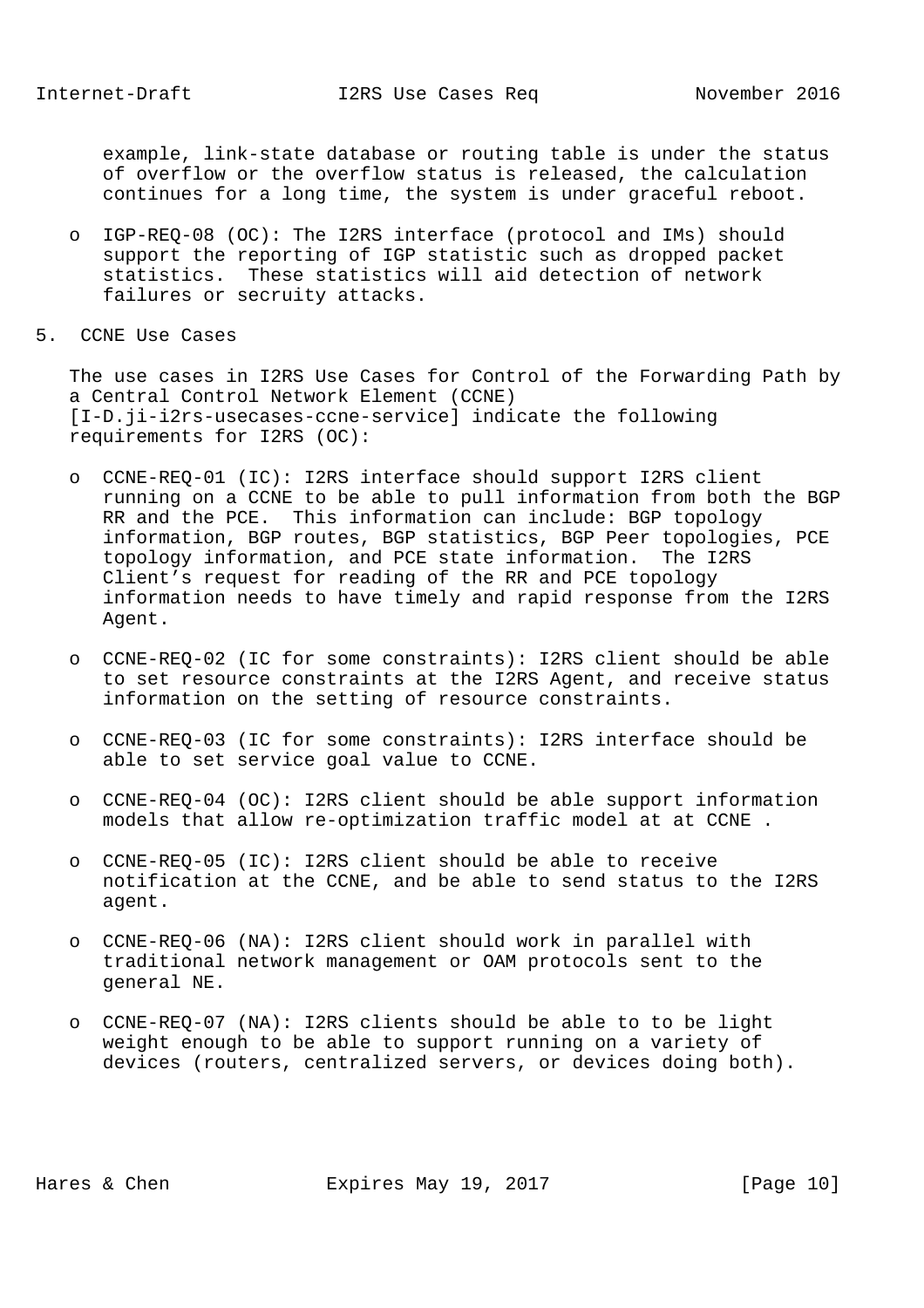example, link-state database or routing table is under the status of overflow or the overflow status is released, the calculation continues for a long time, the system is under graceful reboot.

- IGP-REQ-08 (OC): The I2RS interface (protocol and IMs) should support the reporting of IGP statistic such as dropped packet statistics. These statistics will aid detection of network failures or secruity attacks.

## 5. CCNE Use Cases

The use cases in I2RS Use Cases for Control of the Forwarding Path by a Central Control Network Element (CCNE) [I-D.ji-i2rs-usecases-ccne-service] indicate the following requirements for I2RS (OC):

- CCNE-REQ-01 (IC): I2RS interface should support I2RS client running on a CCNE to be able to pull information from both the BGP RR and the PCE. This information can include: BGP topology information, BGP routes, BGP statistics, BGP Peer topologies, PCE topology information, and PCE state information. The I2RS Client's request for reading of the RR and PCE topology information needs to have timely and rapid response from the I2RS Agent.

- CCNE-REQ-02 (IC for some constraints): I2RS client should be able to set resource constraints at the I2RS Agent, and receive status information on the setting of resource constraints.

- CCNE-REQ-03 (IC for some constraints): I2RS interface should be able to set service goal value to CCNE.

- CCNE-REQ-04 (OC): I2RS client should be able support information models that allow re-optimization traffic model at at CCNE .

- CCNE-REQ-05 (IC): I2RS client should be able to receive notification at the CCNE, and be able to send status to the I2RS agent.

- CCNE-REQ-06 (NA): I2RS client should work in parallel with traditional network management or OAM protocols sent to the general NE.

- CCNE-REQ-07 (NA): I2RS clients should be able to to be light weight enough to be able to support running on a variety of devices (routers, centralized servers, or devices doing both).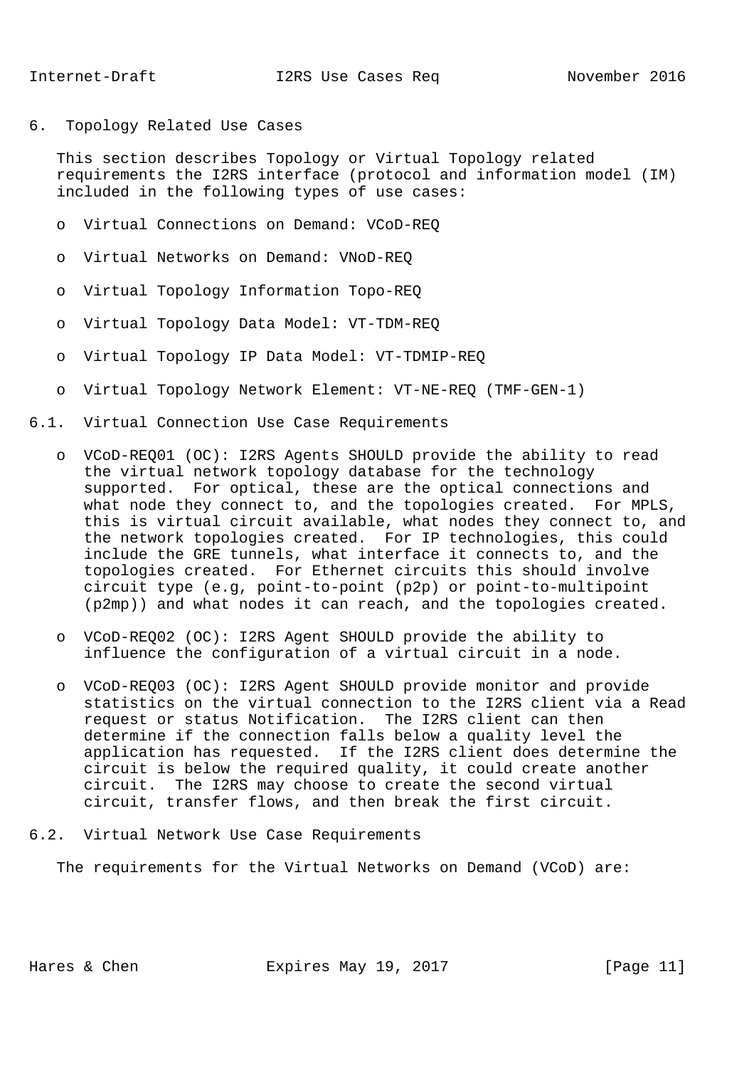## 6. Topology Related Use Cases

This section describes Topology or Virtual Topology related requirements the I2RS interface (protocol and information model (IM) included in the following types of use cases:

- Virtual Connections on Demand: VCoD-REQ
- Virtual Networks on Demand: VNoD-REQ
- Virtual Topology Information Topo-REQ
- Virtual Topology Data Model: VT-TDM-REQ
- Virtual Topology IP Data Model: VT-TDMIP-REQ
- Virtual Topology Network Element: VT-NE-REQ (TMF-GEN-1)

### 6.1. Virtual Connection Use Case Requirements

- VCoD-REQ01 (OC): I2RS Agents SHOULD provide the ability to read the virtual network topology database for the technology supported. For optical, these are the optical connections and what node they connect to, and the topologies created. For MPLS, this is virtual circuit available, what nodes they connect to, and the network topologies created. For IP technologies, this could include the GRE tunnels, what interface it connects to, and the topologies created. For Ethernet circuits this should involve circuit type (e.g, point-to-point (p2p) or point-to-multipoint (p2mp)) and what nodes it can reach, and the topologies created.
- VCoD-REQ02 (OC): I2RS Agent SHOULD provide the ability to influence the configuration of a virtual circuit in a node.
- VCoD-REQ03 (OC): I2RS Agent SHOULD provide monitor and provide statistics on the virtual connection to the I2RS client via a Read request or status Notification. The I2RS client can then determine if the connection falls below a quality level the application has requested. If the I2RS client does determine the circuit is below the required quality, it could create another circuit. The I2RS may choose to create the second virtual circuit, transfer flows, and then break the first circuit.

### 6.2. Virtual Network Use Case Requirements

The requirements for the Virtual Networks on Demand (VCoD) are: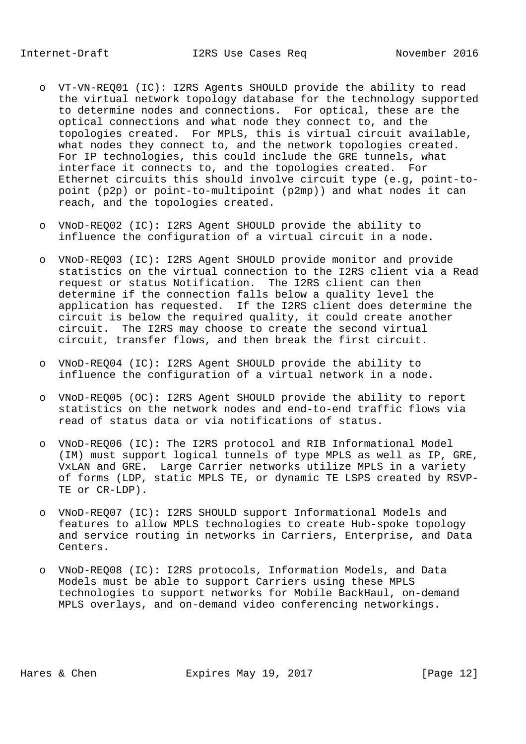- VT-VN-REQ01 (IC): I2RS Agents SHOULD provide the ability to read the virtual network topology database for the technology supported to determine nodes and connections. For optical, these are the optical connections and what node they connect to, and the topologies created. For MPLS, this is virtual circuit available, what nodes they connect to, and the network topologies created. For IP technologies, this could include the GRE tunnels, what interface it connects to, and the topologies created. For Ethernet circuits this should involve circuit type (e.g, point-to-point (p2p) or point-to-multipoint (p2mp)) and what nodes it can reach, and the topologies created.

- VNoD-REQ02 (IC): I2RS Agent SHOULD provide the ability to influence the configuration of a virtual circuit in a node.

- VNoD-REQ03 (IC): I2RS Agent SHOULD provide monitor and provide statistics on the virtual connection to the I2RS client via a Read request or status Notification. The I2RS client can then determine if the connection falls below a quality level the application has requested. If the I2RS client does determine the circuit is below the required quality, it could create another circuit. The I2RS may choose to create the second virtual circuit, transfer flows, and then break the first circuit.

- VNoD-REQ04 (IC): I2RS Agent SHOULD provide the ability to influence the configuration of a virtual network in a node.

- VNoD-REQ05 (OC): I2RS Agent SHOULD provide the ability to report statistics on the network nodes and end-to-end traffic flows via read of status data or via notifications of status.

- VNoD-REQ06 (IC): The I2RS protocol and RIB Informational Model (IM) must support logical tunnels of type MPLS as well as IP, GRE, VxLAN and GRE. Large Carrier networks utilize MPLS in a variety of forms (LDP, static MPLS TE, or dynamic TE LSPS created by RSVP-TE or CR-LDP).

- VNoD-REQ07 (IC): I2RS SHOULD support Informational Models and features to allow MPLS technologies to create Hub-spoke topology and service routing in networks in Carriers, Enterprise, and Data Centers.

- VNoD-REQ08 (IC): I2RS protocols, Information Models, and Data Models must be able to support Carriers using these MPLS technologies to support networks for Mobile BackHaul, on-demand MPLS overlays, and on-demand video conferencing networkings.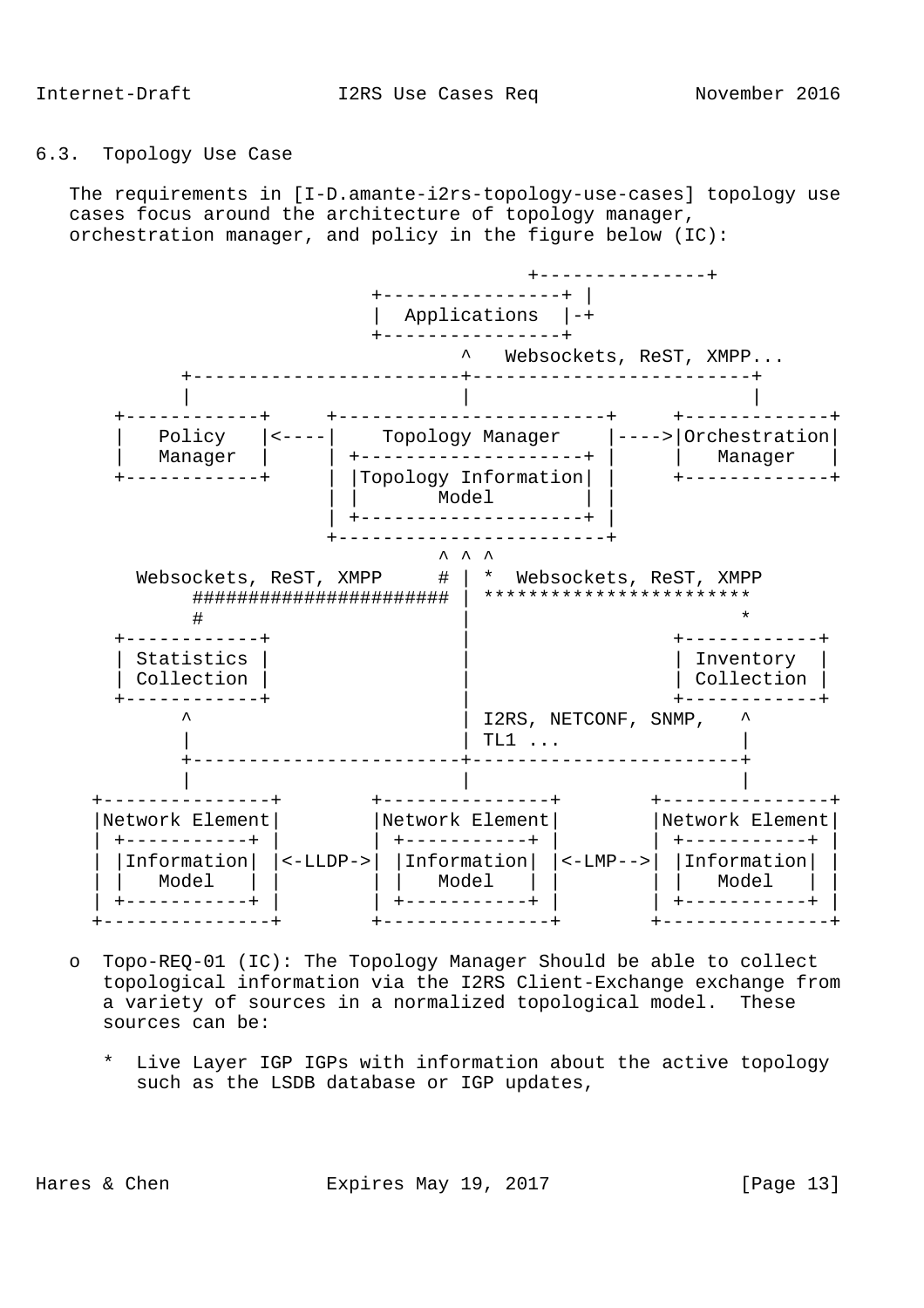## 6.3. Topology Use Case

The requirements in [I-D.amante-i2rs-topology-use-cases] topology use cases focus around the architecture of topology manager, orchestration manager, and policy in the figure below (IC):

```
                                           +---------------+
                                +----------------+ |
                                |  Applications  |-+
                                +----------------+
                                       ^   Websockets, ReST, XMPP...
           +------------------------+-------------------------+
           |                        |                         |
     +------------+     +------------------------+     +-------------+
     |   Policy   |<----|    Topology Manager    |---->|Orchestration|
     |   Manager  |     | +--------------------+ |     |   Manager   |
     +------------+     | |Topology Information| |     +-------------+
                        | |       Model        | |
                        | +--------------------+ |
                        +------------------------+
                                     ^ ^ ^
       Websockets, ReST, XMPP     # | *  Websockets, ReST, XMPP
           ####################### | ************************
           #                        |                         *
     +------------+                 |                  +------------+
     | Statistics |                 |                  | Inventory  |
     | Collection |                 |                  | Collection |
     +------------+                 |                  +------------+
           ^                        | I2RS, NETCONF, SNMP,   ^
           |                        | TL1 ...                |
           +------------------------+------------------------+
           |                        |                        |
   +---------------+       +---------------+       +---------------+
   |Network Element|       |Network Element|       |Network Element|
   | +-----------+ |       | +-----------+ |       | +-----------+ |
   | |Information| |<-LLDP->| |Information| |<-LMP-->| |Information| |
   | |   Model   | |       | |   Model   | |       | |   Model   | |
   | +-----------+ |       | +-----------+ |       | +-----------+ |
   +---------------+       +---------------+       +---------------+
```

- Topo-REQ-01 (IC): The Topology Manager Should be able to collect topological information via the I2RS Client-Exchange exchange from a variety of sources in a normalized topological model. These sources can be:

  * Live Layer IGP IGPs with information about the active topology such as the LSDB database or IGP updates,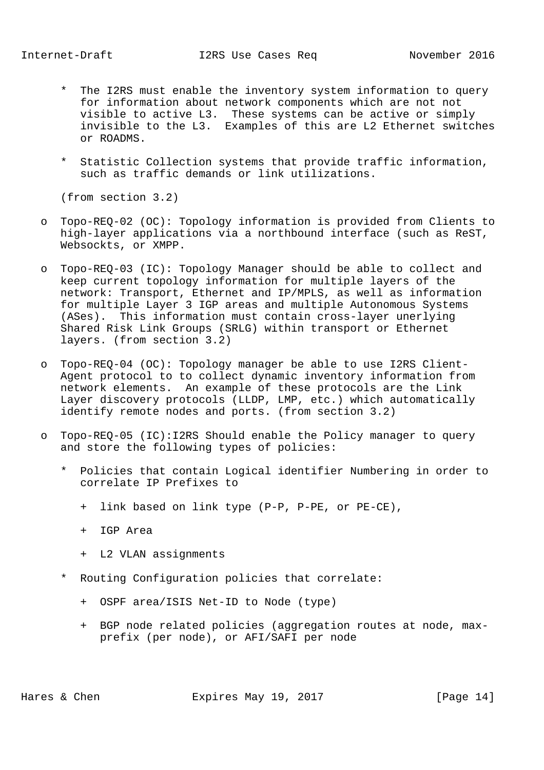* The I2RS must enable the inventory system information to query for information about network components which are not not visible to active L3. These systems can be active or simply invisible to the L3. Examples of this are L2 Ethernet switches or ROADMS.

* Statistic Collection systems that provide traffic information, such as traffic demands or link utilizations.

(from section 3.2)

- Topo-REQ-02 (OC): Topology information is provided from Clients to high-layer applications via a northbound interface (such as ReST, Websockts, or XMPP.

- Topo-REQ-03 (IC): Topology Manager should be able to collect and keep current topology information for multiple layers of the network: Transport, Ethernet and IP/MPLS, as well as information for multiple Layer 3 IGP areas and multiple Autonomous Systems (ASes). This information must contain cross-layer unerlying Shared Risk Link Groups (SRLG) within transport or Ethernet layers. (from section 3.2)

- Topo-REQ-04 (OC): Topology manager be able to use I2RS Client-Agent protocol to to collect dynamic inventory information from network elements. An example of these protocols are the Link Layer discovery protocols (LLDP, LMP, etc.) which automatically identify remote nodes and ports. (from section 3.2)

- Topo-REQ-05 (IC):I2RS Should enable the Policy manager to query and store the following types of policies:

  * Policies that contain Logical identifier Numbering in order to correlate IP Prefixes to

    + link based on link type (P-P, P-PE, or PE-CE),

    + IGP Area

    + L2 VLAN assignments

  * Routing Configuration policies that correlate:

    + OSPF area/ISIS Net-ID to Node (type)

    + BGP node related policies (aggregation routes at node, max-prefix (per node), or AFI/SAFI per node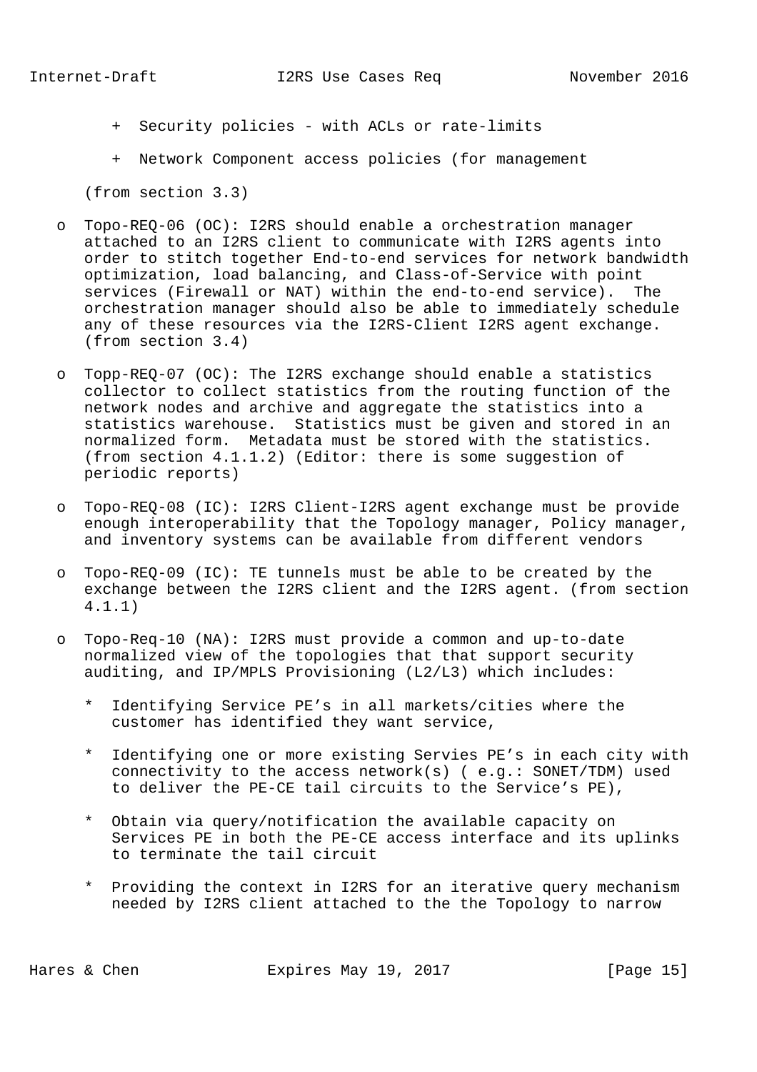+ Security policies - with ACLs or rate-limits

+ Network Component access policies (for management

(from section 3.3)

- Topo-REQ-06 (OC): I2RS should enable a orchestration manager attached to an I2RS client to communicate with I2RS agents into order to stitch together End-to-end services for network bandwidth optimization, load balancing, and Class-of-Service with point services (Firewall or NAT) within the end-to-end service). The orchestration manager should also be able to immediately schedule any of these resources via the I2RS-Client I2RS agent exchange. (from section 3.4)

- Topp-REQ-07 (OC): The I2RS exchange should enable a statistics collector to collect statistics from the routing function of the network nodes and archive and aggregate the statistics into a statistics warehouse. Statistics must be given and stored in an normalized form. Metadata must be stored with the statistics. (from section 4.1.1.2) (Editor: there is some suggestion of periodic reports)

- Topo-REQ-08 (IC): I2RS Client-I2RS agent exchange must be provide enough interoperability that the Topology manager, Policy manager, and inventory systems can be available from different vendors

- Topo-REQ-09 (IC): TE tunnels must be able to be created by the exchange between the I2RS client and the I2RS agent. (from section 4.1.1)

- Topo-Req-10 (NA): I2RS must provide a common and up-to-date normalized view of the topologies that that support security auditing, and IP/MPLS Provisioning (L2/L3) which includes:

  * Identifying Service PE’s in all markets/cities where the customer has identified they want service,

  * Identifying one or more existing Servies PE’s in each city with connectivity to the access network(s) ( e.g.: SONET/TDM) used to deliver the PE-CE tail circuits to the Service’s PE),

  * Obtain via query/notification the available capacity on Services PE in both the PE-CE access interface and its uplinks to terminate the tail circuit

  * Providing the context in I2RS for an iterative query mechanism needed by I2RS client attached to the the Topology to narrow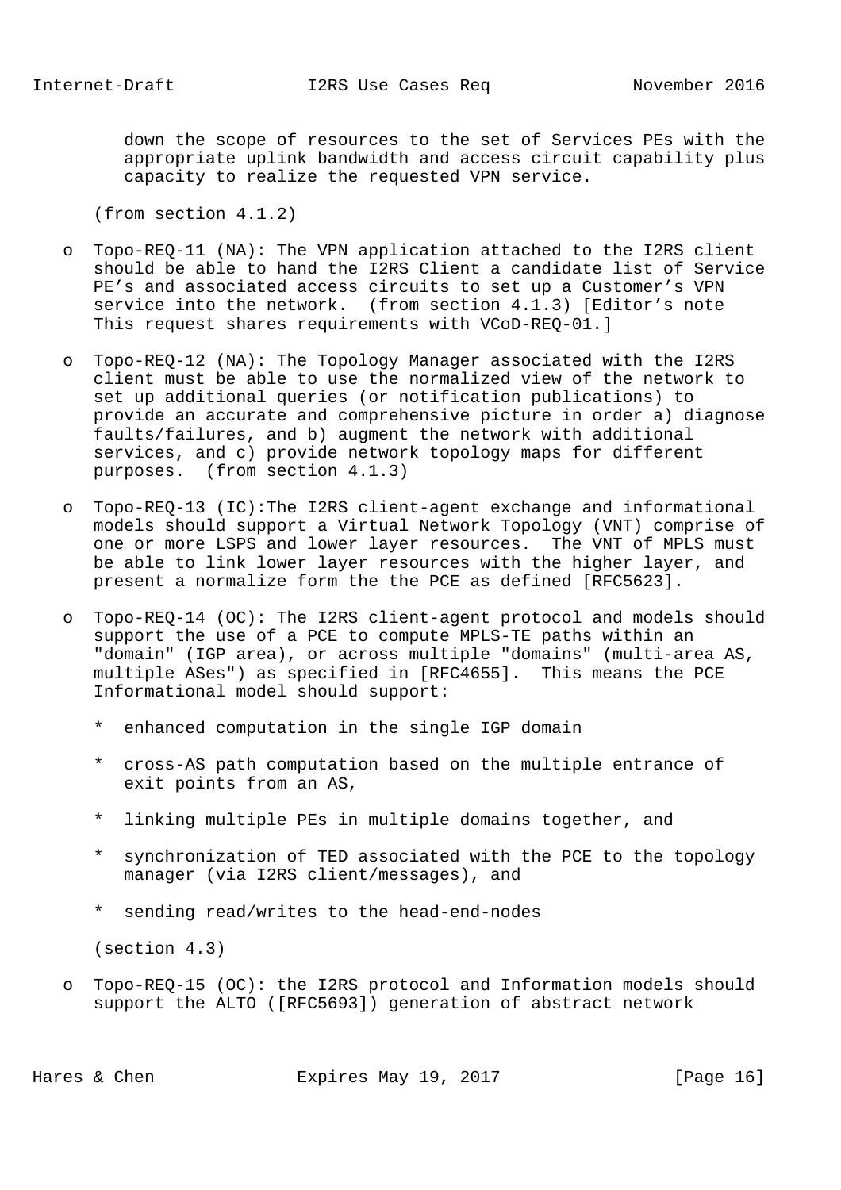down the scope of resources to the set of Services PEs with the appropriate uplink bandwidth and access circuit capability plus capacity to realize the requested VPN service.

(from section 4.1.2)

- Topo-REQ-11 (NA): The VPN application attached to the I2RS client should be able to hand the I2RS Client a candidate list of Service PE's and associated access circuits to set up a Customer's VPN service into the network. (from section 4.1.3) [Editor's note This request shares requirements with VCoD-REQ-01.]

- Topo-REQ-12 (NA): The Topology Manager associated with the I2RS client must be able to use the normalized view of the network to set up additional queries (or notification publications) to provide an accurate and comprehensive picture in order a) diagnose faults/failures, and b) augment the network with additional services, and c) provide network topology maps for different purposes. (from section 4.1.3)

- Topo-REQ-13 (IC):The I2RS client-agent exchange and informational models should support a Virtual Network Topology (VNT) comprise of one or more LSPS and lower layer resources. The VNT of MPLS must be able to link lower layer resources with the higher layer, and present a normalize form the the PCE as defined [RFC5623].

- Topo-REQ-14 (OC): The I2RS client-agent protocol and models should support the use of a PCE to compute MPLS-TE paths within an "domain" (IGP area), or across multiple "domains" (multi-area AS, multiple ASes") as specified in [RFC4655]. This means the PCE Informational model should support:

  * enhanced computation in the single IGP domain

  * cross-AS path computation based on the multiple entrance of exit points from an AS,

  * linking multiple PEs in multiple domains together, and

  * synchronization of TED associated with the PCE to the topology manager (via I2RS client/messages), and

  * sending read/writes to the head-end-nodes

  (section 4.3)

- Topo-REQ-15 (OC): the I2RS protocol and Information models should support the ALTO ([RFC5693]) generation of abstract network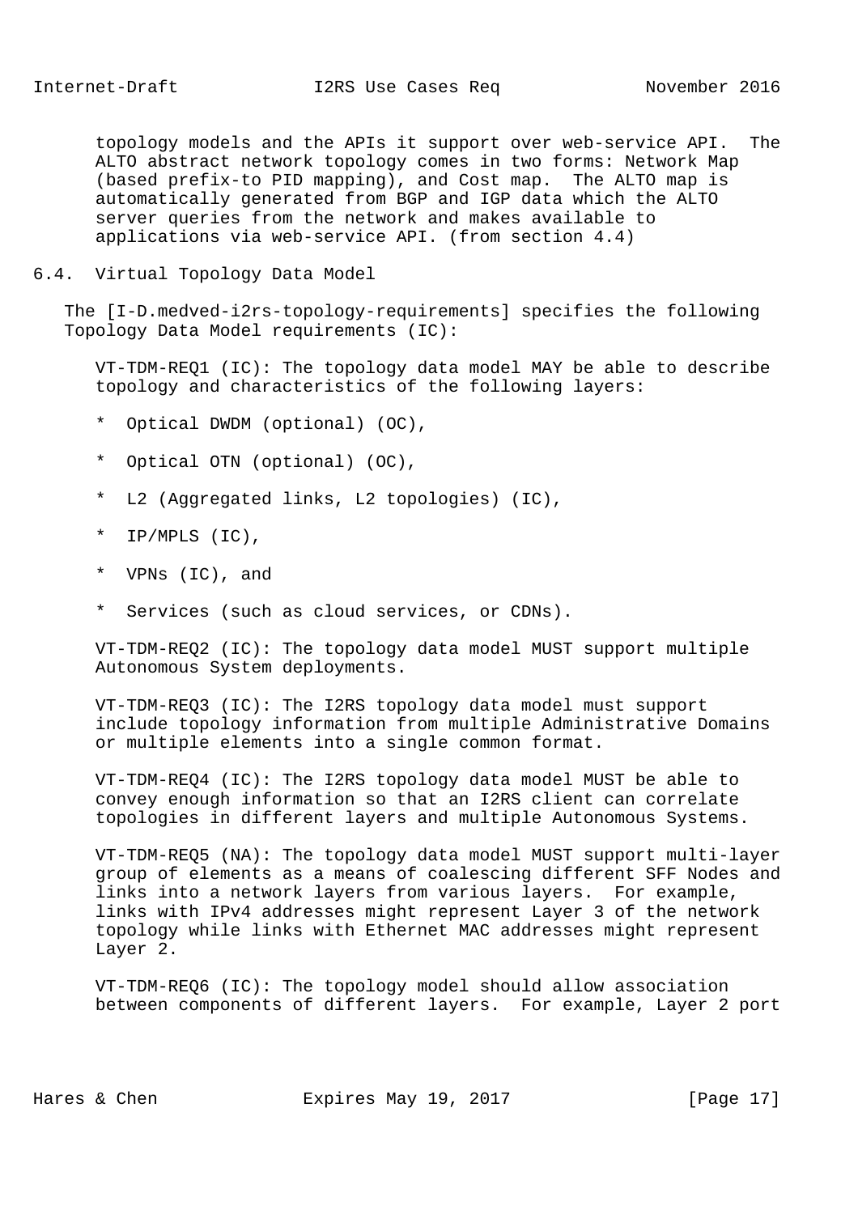topology models and the APIs it support over web-service API. The ALTO abstract network topology comes in two forms: Network Map (based prefix-to PID mapping), and Cost map. The ALTO map is automatically generated from BGP and IGP data which the ALTO server queries from the network and makes available to applications via web-service API. (from section 4.4)

### 6.4. Virtual Topology Data Model

The [I-D.medved-i2rs-topology-requirements] specifies the following Topology Data Model requirements (IC):

VT-TDM-REQ1 (IC): The topology data model MAY be able to describe topology and characteristics of the following layers:

* Optical DWDM (optional) (OC),
* Optical OTN (optional) (OC),
* L2 (Aggregated links, L2 topologies) (IC),
* IP/MPLS (IC),
* VPNs (IC), and
* Services (such as cloud services, or CDNs).

VT-TDM-REQ2 (IC): The topology data model MUST support multiple Autonomous System deployments.

VT-TDM-REQ3 (IC): The I2RS topology data model must support include topology information from multiple Administrative Domains or multiple elements into a single common format.

VT-TDM-REQ4 (IC): The I2RS topology data model MUST be able to convey enough information so that an I2RS client can correlate topologies in different layers and multiple Autonomous Systems.

VT-TDM-REQ5 (NA): The topology data model MUST support multi-layer group of elements as a means of coalescing different SFF Nodes and links into a network layers from various layers. For example, links with IPv4 addresses might represent Layer 3 of the network topology while links with Ethernet MAC addresses might represent Layer 2.

VT-TDM-REQ6 (IC): The topology model should allow association between components of different layers. For example, Layer 2 port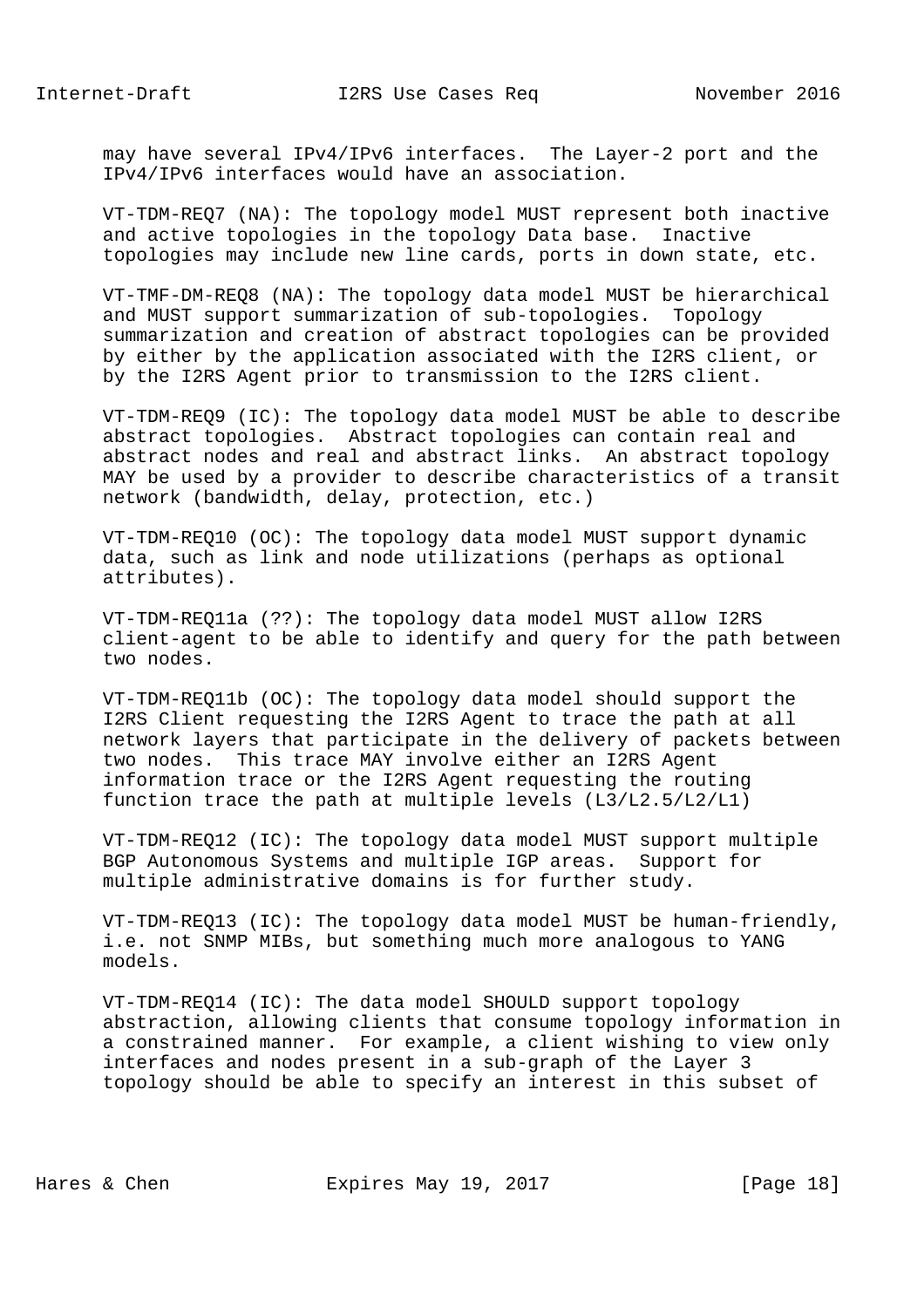may have several IPv4/IPv6 interfaces. The Layer-2 port and the IPv4/IPv6 interfaces would have an association.

VT-TDM-REQ7 (NA): The topology model MUST represent both inactive and active topologies in the topology Data base. Inactive topologies may include new line cards, ports in down state, etc.

VT-TMF-DM-REQ8 (NA): The topology data model MUST be hierarchical and MUST support summarization of sub-topologies. Topology summarization and creation of abstract topologies can be provided by either by the application associated with the I2RS client, or by the I2RS Agent prior to transmission to the I2RS client.

VT-TDM-REQ9 (IC): The topology data model MUST be able to describe abstract topologies. Abstract topologies can contain real and abstract nodes and real and abstract links. An abstract topology MAY be used by a provider to describe characteristics of a transit network (bandwidth, delay, protection, etc.)

VT-TDM-REQ10 (OC): The topology data model MUST support dynamic data, such as link and node utilizations (perhaps as optional attributes).

VT-TDM-REQ11a (??): The topology data model MUST allow I2RS client-agent to be able to identify and query for the path between two nodes.

VT-TDM-REQ11b (OC): The topology data model should support the I2RS Client requesting the I2RS Agent to trace the path at all network layers that participate in the delivery of packets between two nodes. This trace MAY involve either an I2RS Agent information trace or the I2RS Agent requesting the routing function trace the path at multiple levels (L3/L2.5/L2/L1)

VT-TDM-REQ12 (IC): The topology data model MUST support multiple BGP Autonomous Systems and multiple IGP areas. Support for multiple administrative domains is for further study.

VT-TDM-REQ13 (IC): The topology data model MUST be human-friendly, i.e. not SNMP MIBs, but something much more analogous to YANG models.

VT-TDM-REQ14 (IC): The data model SHOULD support topology abstraction, allowing clients that consume topology information in a constrained manner. For example, a client wishing to view only interfaces and nodes present in a sub-graph of the Layer 3 topology should be able to specify an interest in this subset of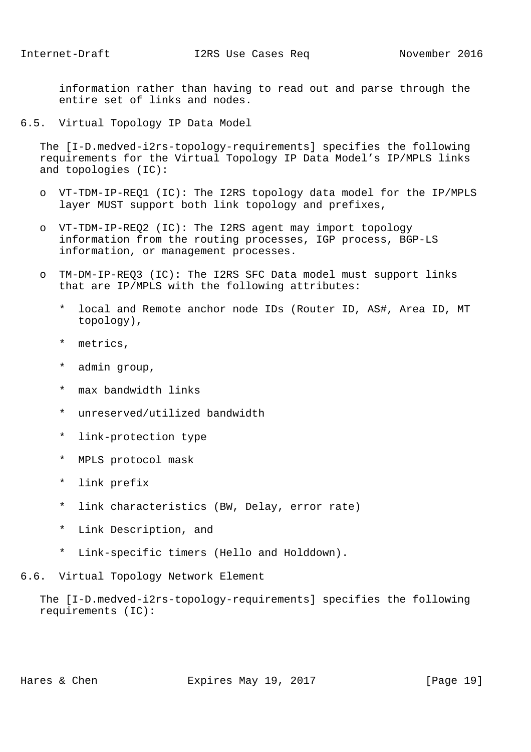information rather than having to read out and parse through the entire set of links and nodes.

## 6.5. Virtual Topology IP Data Model

The [I-D.medved-i2rs-topology-requirements] specifies the following requirements for the Virtual Topology IP Data Model's IP/MPLS links and topologies (IC):

- VT-TDM-IP-REQ1 (IC): The I2RS topology data model for the IP/MPLS layer MUST support both link topology and prefixes,
- VT-TDM-IP-REQ2 (IC): The I2RS agent may import topology information from the routing processes, IGP process, BGP-LS information, or management processes.
- TM-DM-IP-REQ3 (IC): The I2RS SFC Data model must support links that are IP/MPLS with the following attributes:
  - local and Remote anchor node IDs (Router ID, AS#, Area ID, MT topology),
  - metrics,
  - admin group,
  - max bandwidth links
  - unreserved/utilized bandwidth
  - link-protection type
  - MPLS protocol mask
  - link prefix
  - link characteristics (BW, Delay, error rate)
  - Link Description, and
  - Link-specific timers (Hello and Holddown).

## 6.6. Virtual Topology Network Element

The [I-D.medved-i2rs-topology-requirements] specifies the following requirements (IC):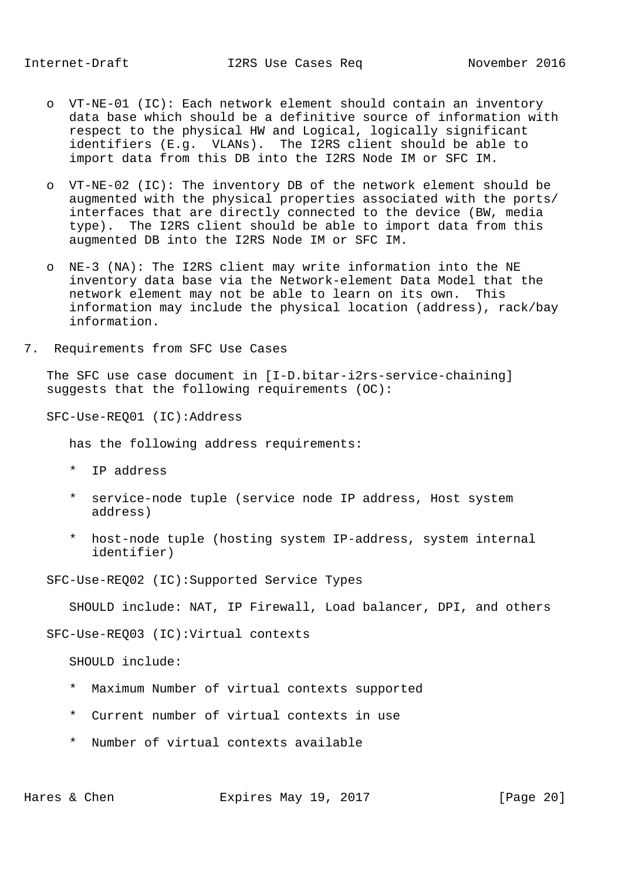- o VT-NE-01 (IC): Each network element should contain an inventory data base which should be a definitive source of information with respect to the physical HW and Logical, logically significant identifiers (E.g. VLANs). The I2RS client should be able to import data from this DB into the I2RS Node IM or SFC IM.

- o VT-NE-02 (IC): The inventory DB of the network element should be augmented with the physical properties associated with the ports/ interfaces that are directly connected to the device (BW, media type). The I2RS client should be able to import data from this augmented DB into the I2RS Node IM or SFC IM.

- o NE-3 (NA): The I2RS client may write information into the NE inventory data base via the Network-element Data Model that the network element may not be able to learn on its own. This information may include the physical location (address), rack/bay information.

## 7. Requirements from SFC Use Cases

The SFC use case document in [I-D.bitar-i2rs-service-chaining] suggests that the following requirements (OC):

SFC-Use-REQ01 (IC):Address

has the following address requirements:

* IP address
* service-node tuple (service node IP address, Host system address)
* host-node tuple (hosting system IP-address, system internal identifier)

SFC-Use-REQ02 (IC):Supported Service Types

SHOULD include: NAT, IP Firewall, Load balancer, DPI, and others

SFC-Use-REQ03 (IC):Virtual contexts

SHOULD include:

* Maximum Number of virtual contexts supported
* Current number of virtual contexts in use
* Number of virtual contexts available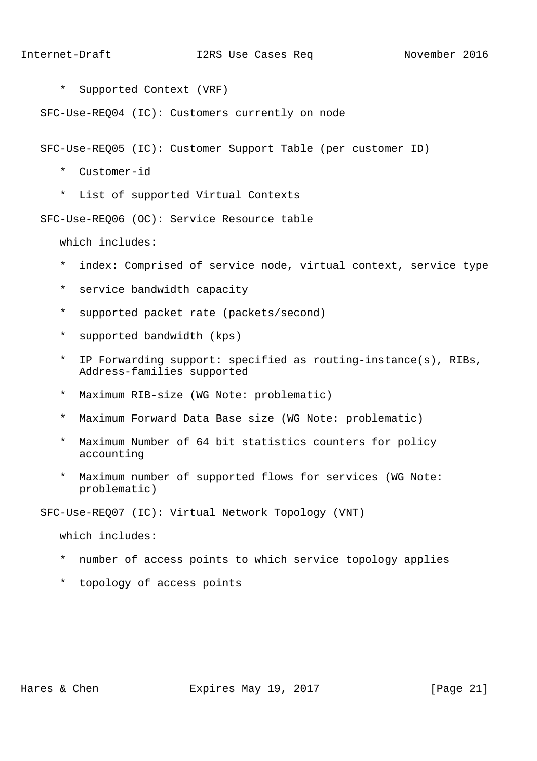* Supported Context (VRF)

SFC-Use-REQ04 (IC): Customers currently on node

SFC-Use-REQ05 (IC): Customer Support Table (per customer ID)

* Customer-id
* List of supported Virtual Contexts

SFC-Use-REQ06 (OC): Service Resource table

which includes:

* index: Comprised of service node, virtual context, service type
* service bandwidth capacity
* supported packet rate (packets/second)
* supported bandwidth (kps)
* IP Forwarding support: specified as routing-instance(s), RIBs, Address-families supported
* Maximum RIB-size (WG Note: problematic)
* Maximum Forward Data Base size (WG Note: problematic)
* Maximum Number of 64 bit statistics counters for policy accounting
* Maximum number of supported flows for services (WG Note: problematic)

SFC-Use-REQ07 (IC): Virtual Network Topology (VNT)

which includes:

* number of access points to which service topology applies
* topology of access points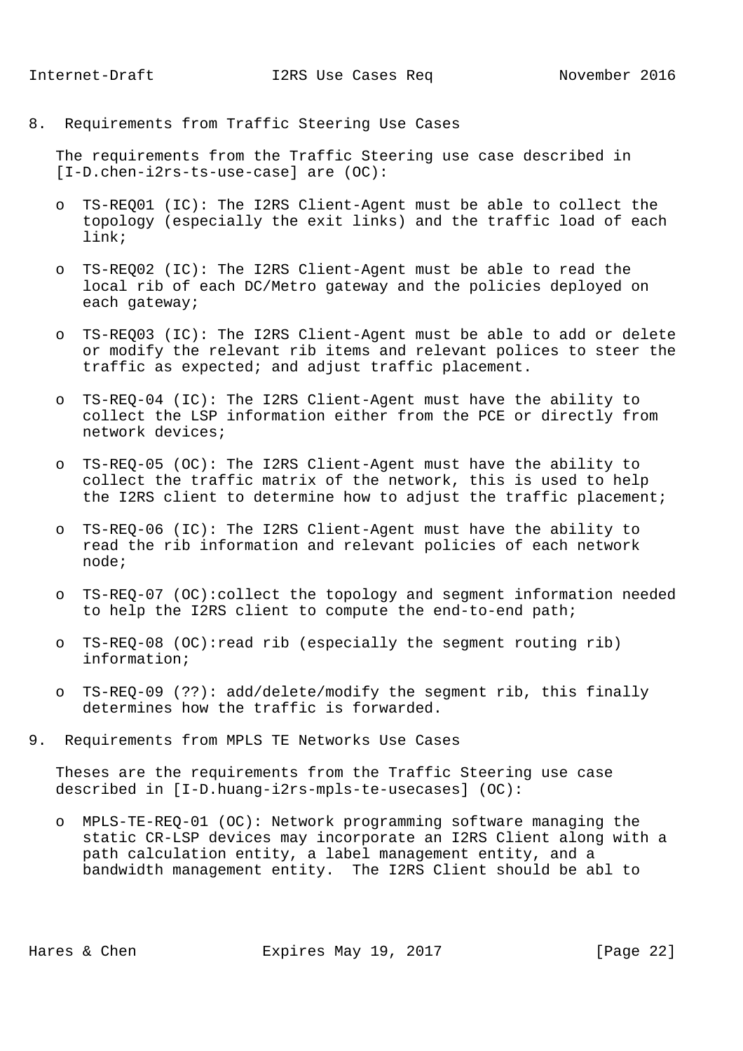## 8. Requirements from Traffic Steering Use Cases

The requirements from the Traffic Steering use case described in [I-D.chen-i2rs-ts-use-case] are (OC):

- TS-REQ01 (IC): The I2RS Client-Agent must be able to collect the topology (especially the exit links) and the traffic load of each link;

- TS-REQ02 (IC): The I2RS Client-Agent must be able to read the local rib of each DC/Metro gateway and the policies deployed on each gateway;

- TS-REQ03 (IC): The I2RS Client-Agent must be able to add or delete or modify the relevant rib items and relevant polices to steer the traffic as expected; and adjust traffic placement.

- TS-REQ-04 (IC): The I2RS Client-Agent must have the ability to collect the LSP information either from the PCE or directly from network devices;

- TS-REQ-05 (OC): The I2RS Client-Agent must have the ability to collect the traffic matrix of the network, this is used to help the I2RS client to determine how to adjust the traffic placement;

- TS-REQ-06 (IC): The I2RS Client-Agent must have the ability to read the rib information and relevant policies of each network node;

- TS-REQ-07 (OC):collect the topology and segment information needed to help the I2RS client to compute the end-to-end path;

- TS-REQ-08 (OC):read rib (especially the segment routing rib) information;

- TS-REQ-09 (??): add/delete/modify the segment rib, this finally determines how the traffic is forwarded.

## 9. Requirements from MPLS TE Networks Use Cases

Theses are the requirements from the Traffic Steering use case described in [I-D.huang-i2rs-mpls-te-usecases] (OC):

- MPLS-TE-REQ-01 (OC): Network programming software managing the static CR-LSP devices may incorporate an I2RS Client along with a path calculation entity, a label management entity, and a bandwidth management entity. The I2RS Client should be abl to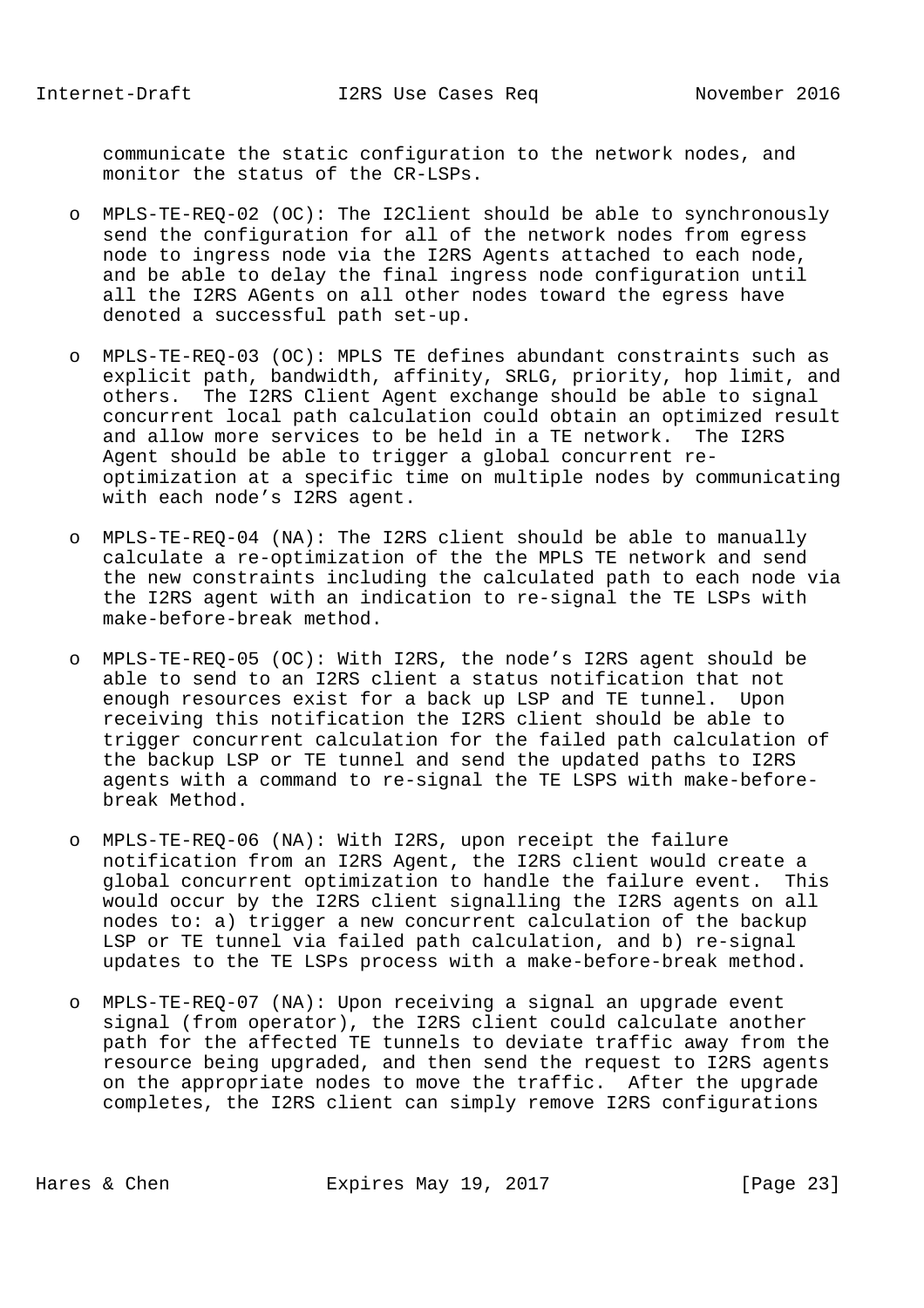communicate the static configuration to the network nodes, and monitor the status of the CR-LSPs.

- MPLS-TE-REQ-02 (OC): The I2Client should be able to synchronously send the configuration for all of the network nodes from egress node to ingress node via the I2RS Agents attached to each node, and be able to delay the final ingress node configuration until all the I2RS AGents on all other nodes toward the egress have denoted a successful path set-up.

- MPLS-TE-REQ-03 (OC): MPLS TE defines abundant constraints such as explicit path, bandwidth, affinity, SRLG, priority, hop limit, and others. The I2RS Client Agent exchange should be able to signal concurrent local path calculation could obtain an optimized result and allow more services to be held in a TE network. The I2RS Agent should be able to trigger a global concurrent re-optimization at a specific time on multiple nodes by communicating with each node’s I2RS agent.

- MPLS-TE-REQ-04 (NA): The I2RS client should be able to manually calculate a re-optimization of the the MPLS TE network and send the new constraints including the calculated path to each node via the I2RS agent with an indication to re-signal the TE LSPs with make-before-break method.

- MPLS-TE-REQ-05 (OC): With I2RS, the node’s I2RS agent should be able to send to an I2RS client a status notification that not enough resources exist for a back up LSP and TE tunnel. Upon receiving this notification the I2RS client should be able to trigger concurrent calculation for the failed path calculation of the backup LSP or TE tunnel and send the updated paths to I2RS agents with a command to re-signal the TE LSPS with make-before-break Method.

- MPLS-TE-REQ-06 (NA): With I2RS, upon receipt the failure notification from an I2RS Agent, the I2RS client would create a global concurrent optimization to handle the failure event. This would occur by the I2RS client signalling the I2RS agents on all nodes to: a) trigger a new concurrent calculation of the backup LSP or TE tunnel via failed path calculation, and b) re-signal updates to the TE LSPs process with a make-before-break method.

- MPLS-TE-REQ-07 (NA): Upon receiving a signal an upgrade event signal (from operator), the I2RS client could calculate another path for the affected TE tunnels to deviate traffic away from the resource being upgraded, and then send the request to I2RS agents on the appropriate nodes to move the traffic. After the upgrade completes, the I2RS client can simply remove I2RS configurations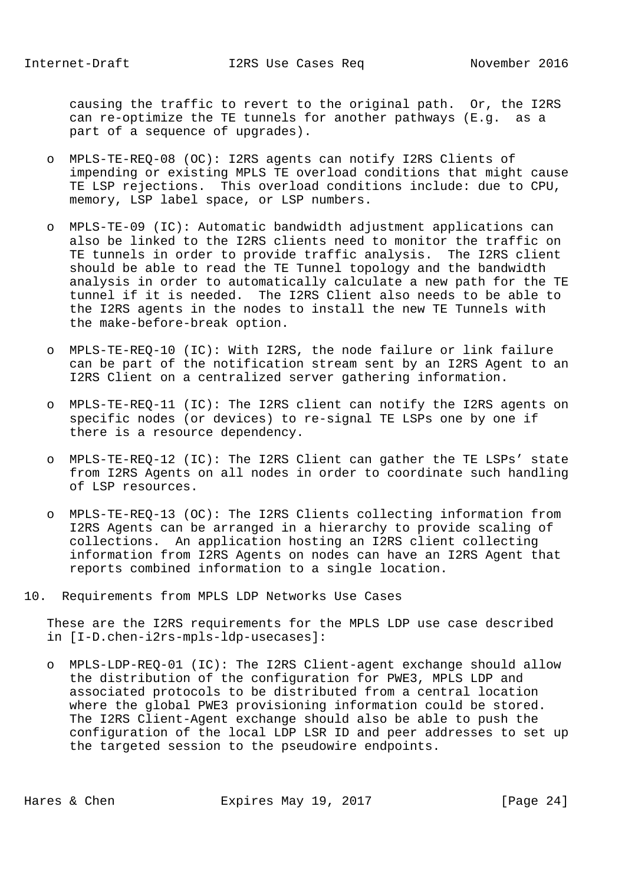causing the traffic to revert to the original path. Or, the I2RS can re-optimize the TE tunnels for another pathways (E.g. as a part of a sequence of upgrades).

- MPLS-TE-REQ-08 (OC): I2RS agents can notify I2RS Clients of impending or existing MPLS TE overload conditions that might cause TE LSP rejections. This overload conditions include: due to CPU, memory, LSP label space, or LSP numbers.

- MPLS-TE-09 (IC): Automatic bandwidth adjustment applications can also be linked to the I2RS clients need to monitor the traffic on TE tunnels in order to provide traffic analysis. The I2RS client should be able to read the TE Tunnel topology and the bandwidth analysis in order to automatically calculate a new path for the TE tunnel if it is needed. The I2RS Client also needs to be able to the I2RS agents in the nodes to install the new TE Tunnels with the make-before-break option.

- MPLS-TE-REQ-10 (IC): With I2RS, the node failure or link failure can be part of the notification stream sent by an I2RS Agent to an I2RS Client on a centralized server gathering information.

- MPLS-TE-REQ-11 (IC): The I2RS client can notify the I2RS agents on specific nodes (or devices) to re-signal TE LSPs one by one if there is a resource dependency.

- MPLS-TE-REQ-12 (IC): The I2RS Client can gather the TE LSPs' state from I2RS Agents on all nodes in order to coordinate such handling of LSP resources.

- MPLS-TE-REQ-13 (OC): The I2RS Clients collecting information from I2RS Agents can be arranged in a hierarchy to provide scaling of collections. An application hosting an I2RS client collecting information from I2RS Agents on nodes can have an I2RS Agent that reports combined information to a single location.

## 10. Requirements from MPLS LDP Networks Use Cases

These are the I2RS requirements for the MPLS LDP use case described in [I-D.chen-i2rs-mpls-ldp-usecases]:

- MPLS-LDP-REQ-01 (IC): The I2RS Client-agent exchange should allow the distribution of the configuration for PWE3, MPLS LDP and associated protocols to be distributed from a central location where the global PWE3 provisioning information could be stored. The I2RS Client-Agent exchange should also be able to push the configuration of the local LDP LSR ID and peer addresses to set up the targeted session to the pseudowire endpoints.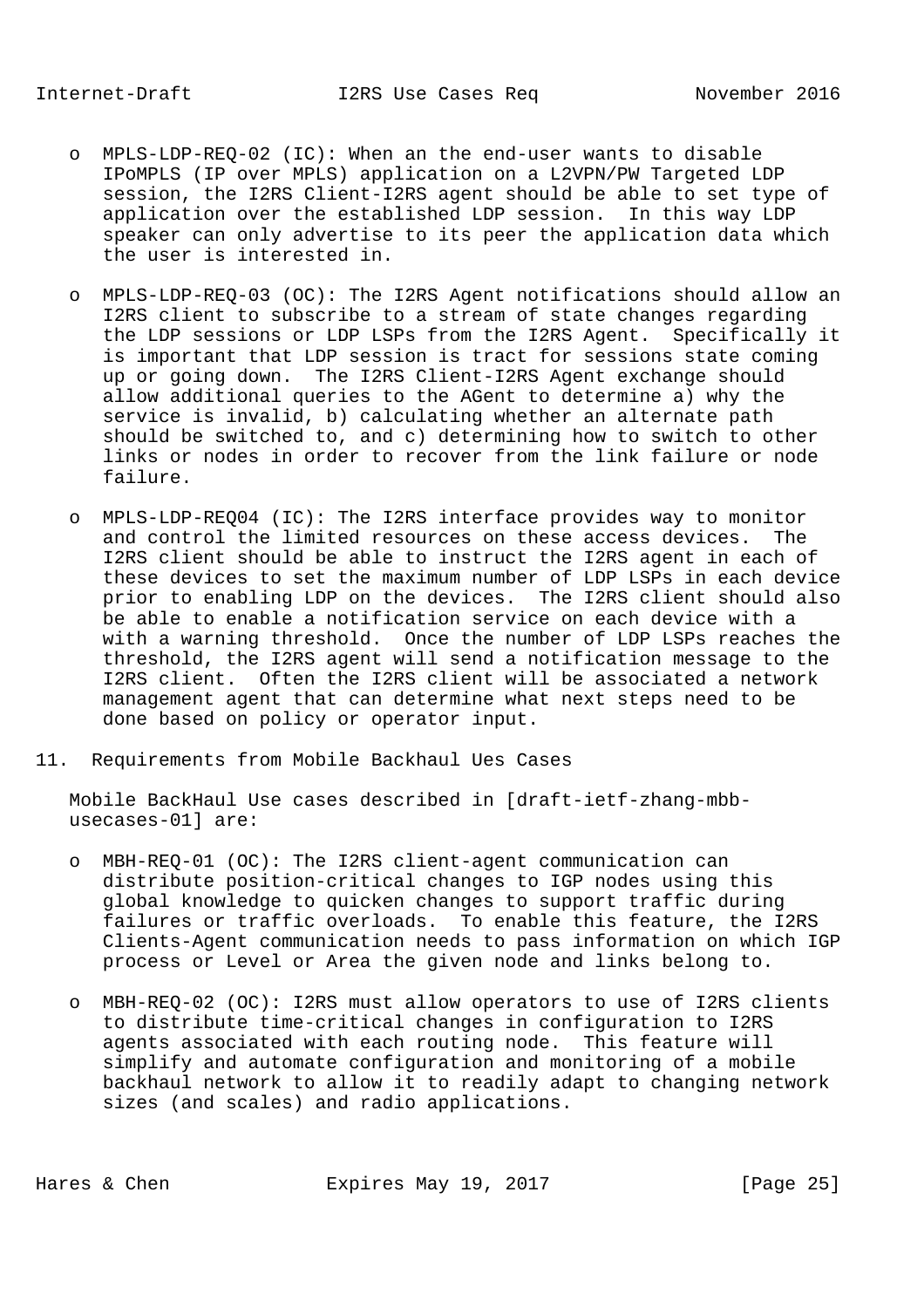- MPLS-LDP-REQ-02 (IC): When an the end-user wants to disable IPoMPLS (IP over MPLS) application on a L2VPN/PW Targeted LDP session, the I2RS Client-I2RS agent should be able to set type of application over the established LDP session. In this way LDP speaker can only advertise to its peer the application data which the user is interested in.

- MPLS-LDP-REQ-03 (OC): The I2RS Agent notifications should allow an I2RS client to subscribe to a stream of state changes regarding the LDP sessions or LDP LSPs from the I2RS Agent. Specifically it is important that LDP session is tract for sessions state coming up or going down. The I2RS Client-I2RS Agent exchange should allow additional queries to the AGent to determine a) why the service is invalid, b) calculating whether an alternate path should be switched to, and c) determining how to switch to other links or nodes in order to recover from the link failure or node failure.

- MPLS-LDP-REQ04 (IC): The I2RS interface provides way to monitor and control the limited resources on these access devices. The I2RS client should be able to instruct the I2RS agent in each of these devices to set the maximum number of LDP LSPs in each device prior to enabling LDP on the devices. The I2RS client should also be able to enable a notification service on each device with a with a warning threshold. Once the number of LDP LSPs reaches the threshold, the I2RS agent will send a notification message to the I2RS client. Often the I2RS client will be associated a network management agent that can determine what next steps need to be done based on policy or operator input.

## 11. Requirements from Mobile Backhaul Ues Cases

Mobile BackHaul Use cases described in [draft-ietf-zhang-mbb-usecases-01] are:

- MBH-REQ-01 (OC): The I2RS client-agent communication can distribute position-critical changes to IGP nodes using this global knowledge to quicken changes to support traffic during failures or traffic overloads. To enable this feature, the I2RS Clients-Agent communication needs to pass information on which IGP process or Level or Area the given node and links belong to.

- MBH-REQ-02 (OC): I2RS must allow operators to use of I2RS clients to distribute time-critical changes in configuration to I2RS agents associated with each routing node. This feature will simplify and automate configuration and monitoring of a mobile backhaul network to allow it to readily adapt to changing network sizes (and scales) and radio applications.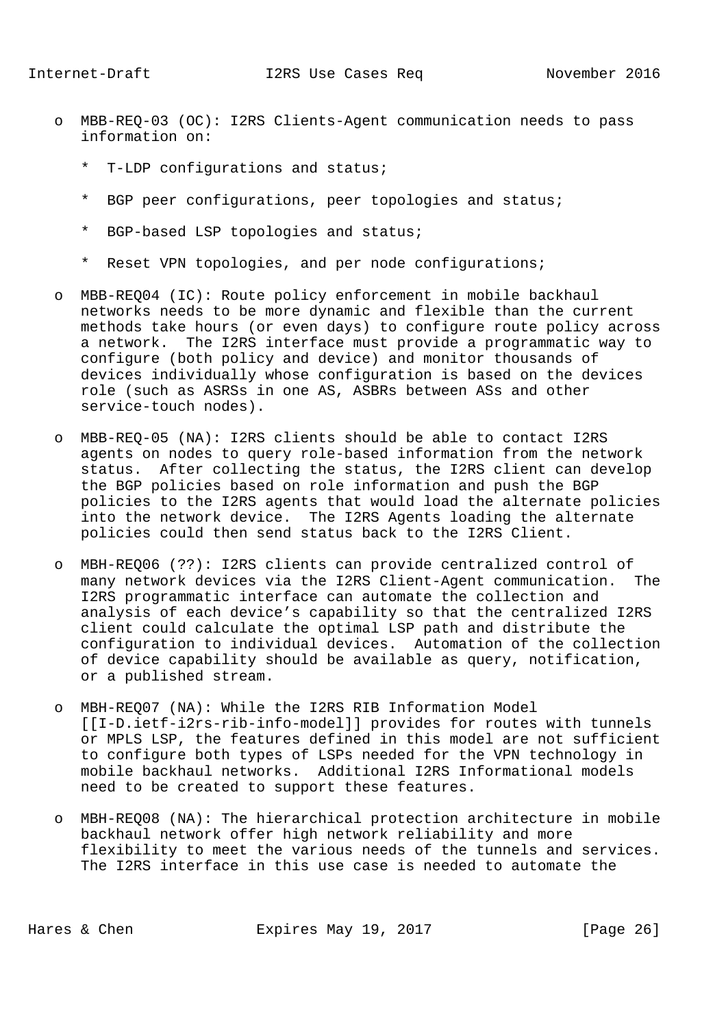- MBB-REQ-03 (OC): I2RS Clients-Agent communication needs to pass information on:

  * T-LDP configurations and status;

  * BGP peer configurations, peer topologies and status;

  * BGP-based LSP topologies and status;

  * Reset VPN topologies, and per node configurations;

- MBB-REQ04 (IC): Route policy enforcement in mobile backhaul networks needs to be more dynamic and flexible than the current methods take hours (or even days) to configure route policy across a network. The I2RS interface must provide a programmatic way to configure (both policy and device) and monitor thousands of devices individually whose configuration is based on the devices role (such as ASRSs in one AS, ASBRs between ASs and other service-touch nodes).

- MBB-REQ-05 (NA): I2RS clients should be able to contact I2RS agents on nodes to query role-based information from the network status. After collecting the status, the I2RS client can develop the BGP policies based on role information and push the BGP policies to the I2RS agents that would load the alternate policies into the network device. The I2RS Agents loading the alternate policies could then send status back to the I2RS Client.

- MBH-REQ06 (??): I2RS clients can provide centralized control of many network devices via the I2RS Client-Agent communication. The I2RS programmatic interface can automate the collection and analysis of each device’s capability so that the centralized I2RS client could calculate the optimal LSP path and distribute the configuration to individual devices. Automation of the collection of device capability should be available as query, notification, or a published stream.

- MBH-REQ07 (NA): While the I2RS RIB Information Model [[I-D.ietf-i2rs-rib-info-model]] provides for routes with tunnels or MPLS LSP, the features defined in this model are not sufficient to configure both types of LSPs needed for the VPN technology in mobile backhaul networks. Additional I2RS Informational models need to be created to support these features.

- MBH-REQ08 (NA): The hierarchical protection architecture in mobile backhaul network offer high network reliability and more flexibility to meet the various needs of the tunnels and services. The I2RS interface in this use case is needed to automate the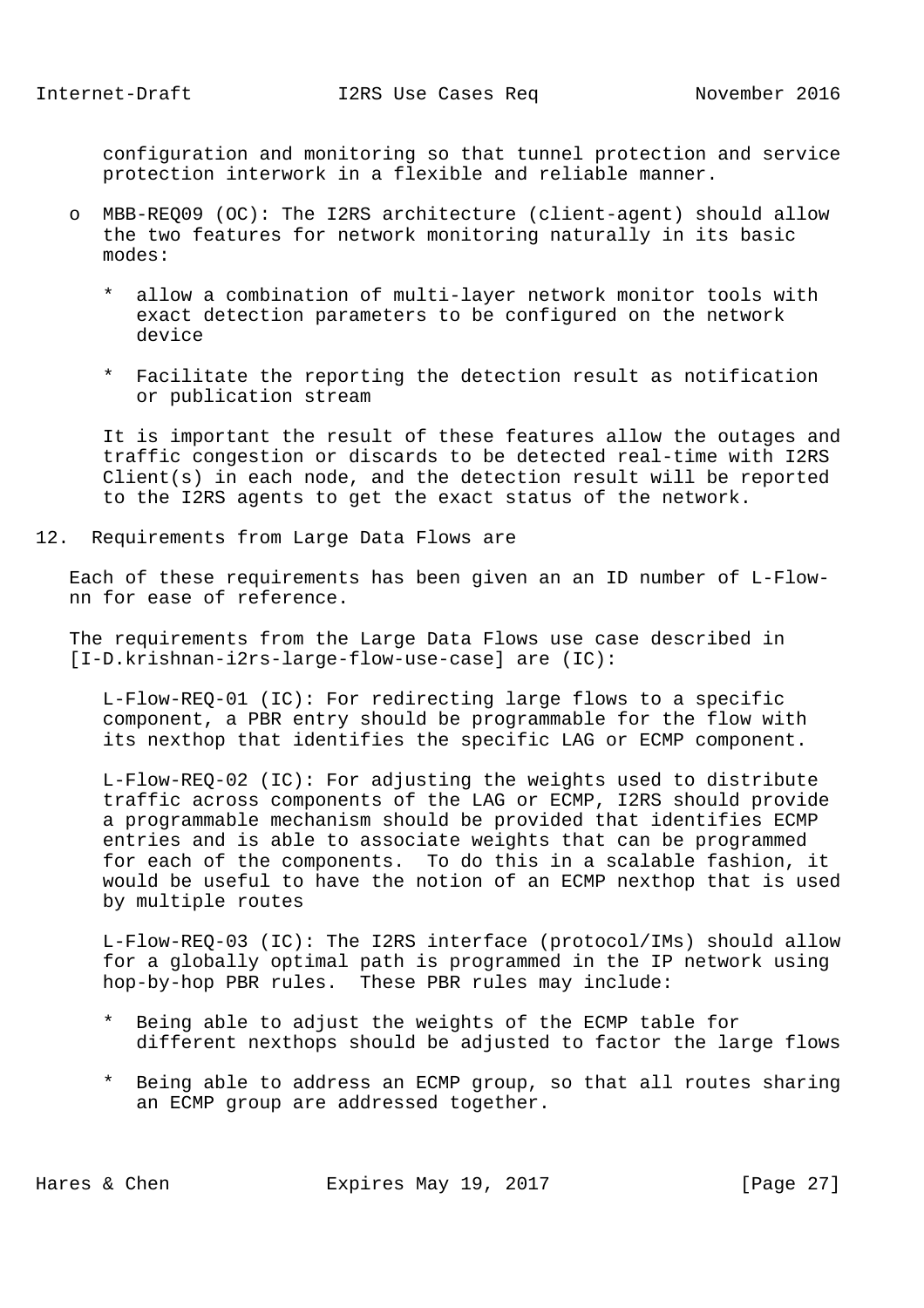configuration and monitoring so that tunnel protection and service protection interwork in a flexible and reliable manner.

- MBB-REQ09 (OC): The I2RS architecture (client-agent) should allow the two features for network monitoring naturally in its basic modes:

  * allow a combination of multi-layer network monitor tools with exact detection parameters to be configured on the network device

  * Facilitate the reporting the detection result as notification or publication stream

  It is important the result of these features allow the outages and traffic congestion or discards to be detected real-time with I2RS Client(s) in each node, and the detection result will be reported to the I2RS agents to get the exact status of the network.

## 12. Requirements from Large Data Flows are

Each of these requirements has been given an an ID number of L-Flow-nn for ease of reference.

The requirements from the Large Data Flows use case described in [I-D.krishnan-i2rs-large-flow-use-case] are (IC):

L-Flow-REQ-01 (IC): For redirecting large flows to a specific component, a PBR entry should be programmable for the flow with its nexthop that identifies the specific LAG or ECMP component.

L-Flow-REQ-02 (IC): For adjusting the weights used to distribute traffic across components of the LAG or ECMP, I2RS should provide a programmable mechanism should be provided that identifies ECMP entries and is able to associate weights that can be programmed for each of the components. To do this in a scalable fashion, it would be useful to have the notion of an ECMP nexthop that is used by multiple routes

L-Flow-REQ-03 (IC): The I2RS interface (protocol/IMs) should allow for a globally optimal path is programmed in the IP network using hop-by-hop PBR rules. These PBR rules may include:

* Being able to adjust the weights of the ECMP table for different nexthops should be adjusted to factor the large flows

* Being able to address an ECMP group, so that all routes sharing an ECMP group are addressed together.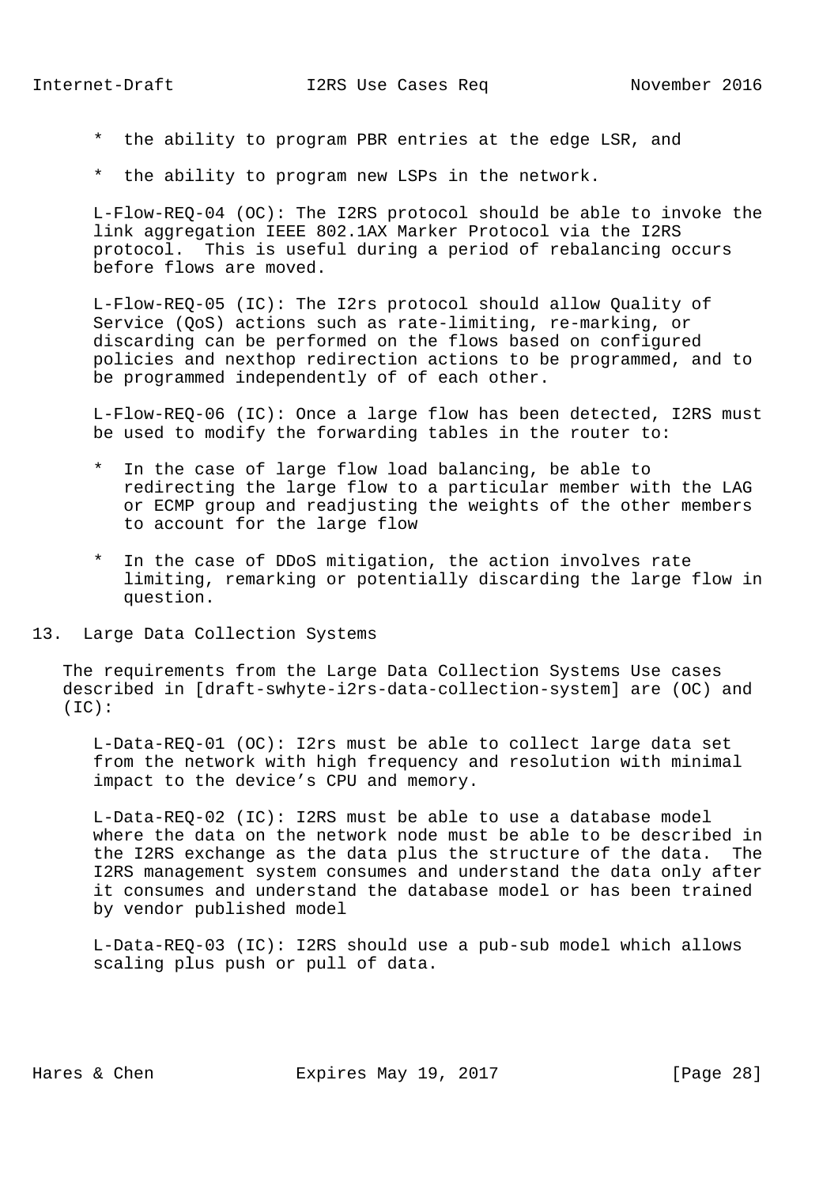* the ability to program PBR entries at the edge LSR, and

* the ability to program new LSPs in the network.

L-Flow-REQ-04 (OC): The I2RS protocol should be able to invoke the link aggregation IEEE 802.1AX Marker Protocol via the I2RS protocol. This is useful during a period of rebalancing occurs before flows are moved.

L-Flow-REQ-05 (IC): The I2rs protocol should allow Quality of Service (QoS) actions such as rate-limiting, re-marking, or discarding can be performed on the flows based on configured policies and nexthop redirection actions to be programmed, and to be programmed independently of of each other.

L-Flow-REQ-06 (IC): Once a large flow has been detected, I2RS must be used to modify the forwarding tables in the router to:

* In the case of large flow load balancing, be able to redirecting the large flow to a particular member with the LAG or ECMP group and readjusting the weights of the other members to account for the large flow

* In the case of DDoS mitigation, the action involves rate limiting, remarking or potentially discarding the large flow in question.

## 13. Large Data Collection Systems

The requirements from the Large Data Collection Systems Use cases described in [draft-swhyte-i2rs-data-collection-system] are (OC) and (IC):

L-Data-REQ-01 (OC): I2rs must be able to collect large data set from the network with high frequency and resolution with minimal impact to the device's CPU and memory.

L-Data-REQ-02 (IC): I2RS must be able to use a database model where the data on the network node must be able to be described in the I2RS exchange as the data plus the structure of the data. The I2RS management system consumes and understand the data only after it consumes and understand the database model or has been trained by vendor published model

L-Data-REQ-03 (IC): I2RS should use a pub-sub model which allows scaling plus push or pull of data.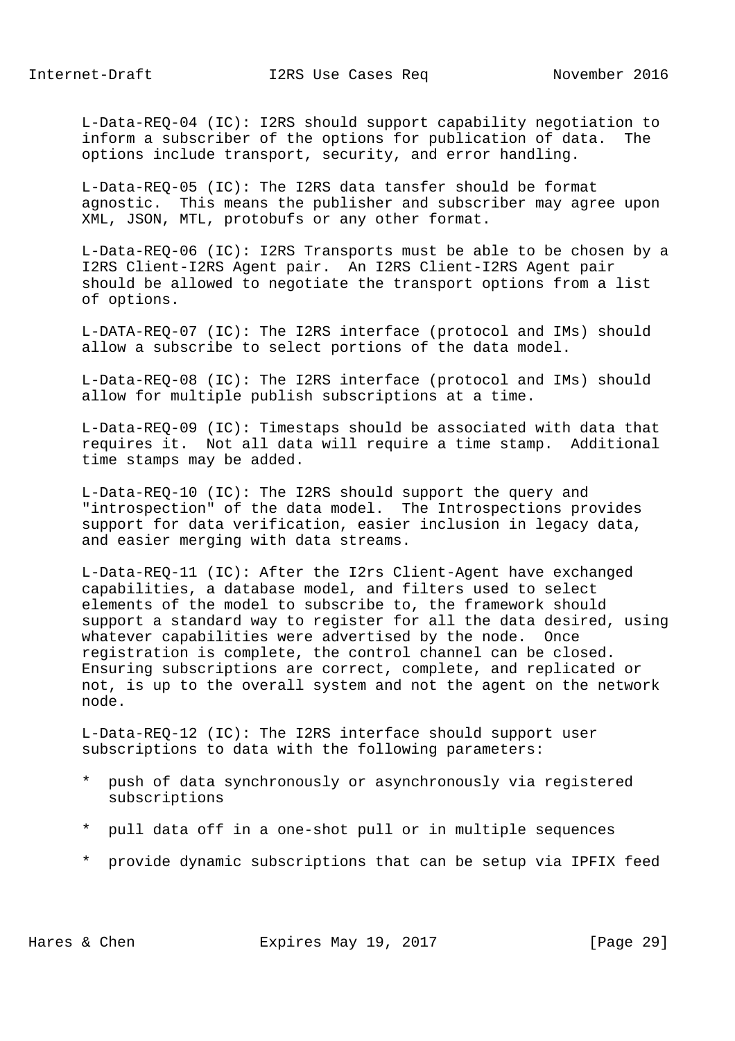L-Data-REQ-04 (IC): I2RS should support capability negotiation to inform a subscriber of the options for publication of data. The options include transport, security, and error handling.

L-Data-REQ-05 (IC): The I2RS data tansfer should be format agnostic. This means the publisher and subscriber may agree upon XML, JSON, MTL, protobufs or any other format.

L-Data-REQ-06 (IC): I2RS Transports must be able to be chosen by a I2RS Client-I2RS Agent pair. An I2RS Client-I2RS Agent pair should be allowed to negotiate the transport options from a list of options.

L-DATA-REQ-07 (IC): The I2RS interface (protocol and IMs) should allow a subscribe to select portions of the data model.

L-Data-REQ-08 (IC): The I2RS interface (protocol and IMs) should allow for multiple publish subscriptions at a time.

L-Data-REQ-09 (IC): Timestaps should be associated with data that requires it. Not all data will require a time stamp. Additional time stamps may be added.

L-Data-REQ-10 (IC): The I2RS should support the query and "introspection" of the data model. The Introspections provides support for data verification, easier inclusion in legacy data, and easier merging with data streams.

L-Data-REQ-11 (IC): After the I2rs Client-Agent have exchanged capabilities, a database model, and filters used to select elements of the model to subscribe to, the framework should support a standard way to register for all the data desired, using whatever capabilities were advertised by the node. Once registration is complete, the control channel can be closed. Ensuring subscriptions are correct, complete, and replicated or not, is up to the overall system and not the agent on the network node.

L-Data-REQ-12 (IC): The I2RS interface should support user subscriptions to data with the following parameters:

* push of data synchronously or asynchronously via registered subscriptions
* pull data off in a one-shot pull or in multiple sequences
* provide dynamic subscriptions that can be setup via IPFIX feed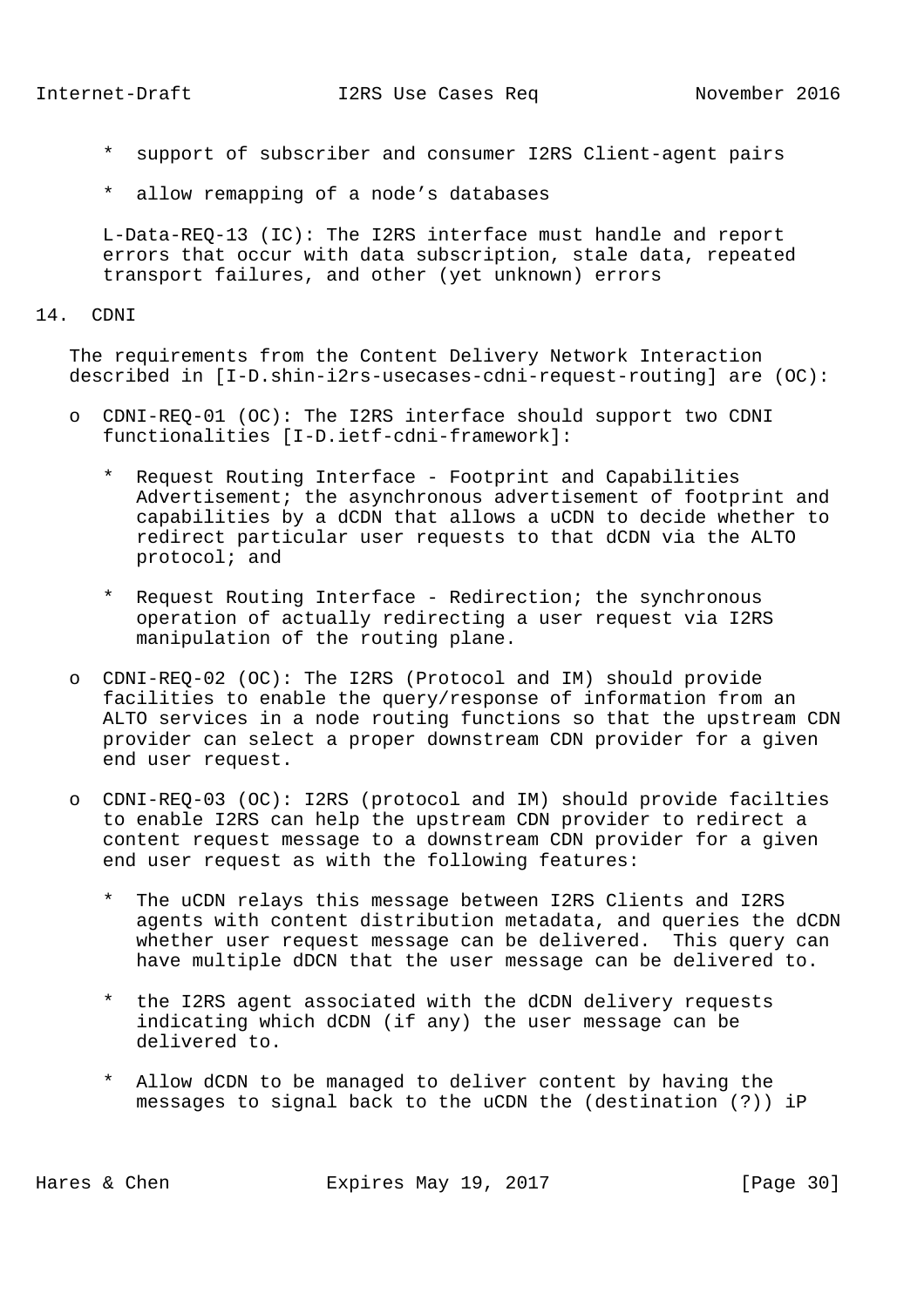* support of subscriber and consumer I2RS Client-agent pairs

* allow remapping of a node’s databases

L-Data-REQ-13 (IC): The I2RS interface must handle and report errors that occur with data subscription, stale data, repeated transport failures, and other (yet unknown) errors

## 14. CDNI

The requirements from the Content Delivery Network Interaction described in [I-D.shin-i2rs-usecases-cdni-request-routing] are (OC):

- CDNI-REQ-01 (OC): The I2RS interface should support two CDNI functionalities [I-D.ietf-cdni-framework]:

  * Request Routing Interface - Footprint and Capabilities Advertisement; the asynchronous advertisement of footprint and capabilities by a dCDN that allows a uCDN to decide whether to redirect particular user requests to that dCDN via the ALTO protocol; and

  * Request Routing Interface - Redirection; the synchronous operation of actually redirecting a user request via I2RS manipulation of the routing plane.

- CDNI-REQ-02 (OC): The I2RS (Protocol and IM) should provide facilities to enable the query/response of information from an ALTO services in a node routing functions so that the upstream CDN provider can select a proper downstream CDN provider for a given end user request.

- CDNI-REQ-03 (OC): I2RS (protocol and IM) should provide facilties to enable I2RS can help the upstream CDN provider to redirect a content request message to a downstream CDN provider for a given end user request as with the following features:

  * The uCDN relays this message between I2RS Clients and I2RS agents with content distribution metadata, and queries the dCDN whether user request message can be delivered. This query can have multiple dDCN that the user message can be delivered to.

  * the I2RS agent associated with the dCDN delivery requests indicating which dCDN (if any) the user message can be delivered to.

  * Allow dCDN to be managed to deliver content by having the messages to signal back to the uCDN the (destination (?)) iP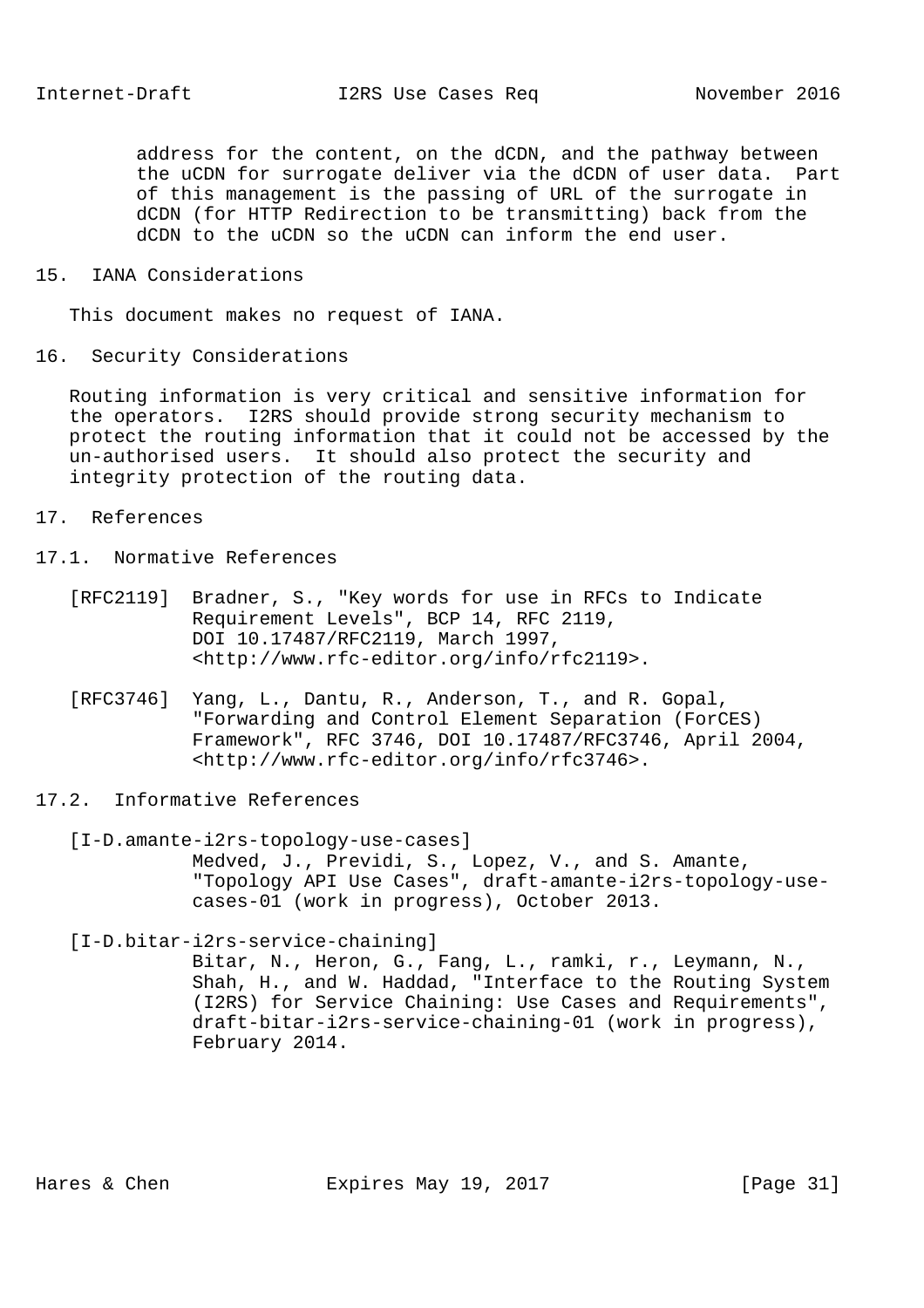address for the content, on the dCDN, and the pathway between the uCDN for surrogate deliver via the dCDN of user data. Part of this management is the passing of URL of the surrogate in dCDN (for HTTP Redirection to be transmitting) back from the dCDN to the uCDN so the uCDN can inform the end user.

## 15. IANA Considerations

This document makes no request of IANA.

## 16. Security Considerations

Routing information is very critical and sensitive information for the operators. I2RS should provide strong security mechanism to protect the routing information that it could not be accessed by the un-authorised users. It should also protect the security and integrity protection of the routing data.

## 17. References

### 17.1. Normative References

[RFC2119] Bradner, S., "Key words for use in RFCs to Indicate Requirement Levels", BCP 14, RFC 2119, DOI 10.17487/RFC2119, March 1997, <http://www.rfc-editor.org/info/rfc2119>.

[RFC3746] Yang, L., Dantu, R., Anderson, T., and R. Gopal, "Forwarding and Control Element Separation (ForCES) Framework", RFC 3746, DOI 10.17487/RFC3746, April 2004, <http://www.rfc-editor.org/info/rfc3746>.

### 17.2. Informative References

[I-D.amante-i2rs-topology-use-cases] Medved, J., Previdi, S., Lopez, V., and S. Amante, "Topology API Use Cases", draft-amante-i2rs-topology-use-cases-01 (work in progress), October 2013.

[I-D.bitar-i2rs-service-chaining] Bitar, N., Heron, G., Fang, L., ramki, r., Leymann, N., Shah, H., and W. Haddad, "Interface to the Routing System (I2RS) for Service Chaining: Use Cases and Requirements", draft-bitar-i2rs-service-chaining-01 (work in progress), February 2014.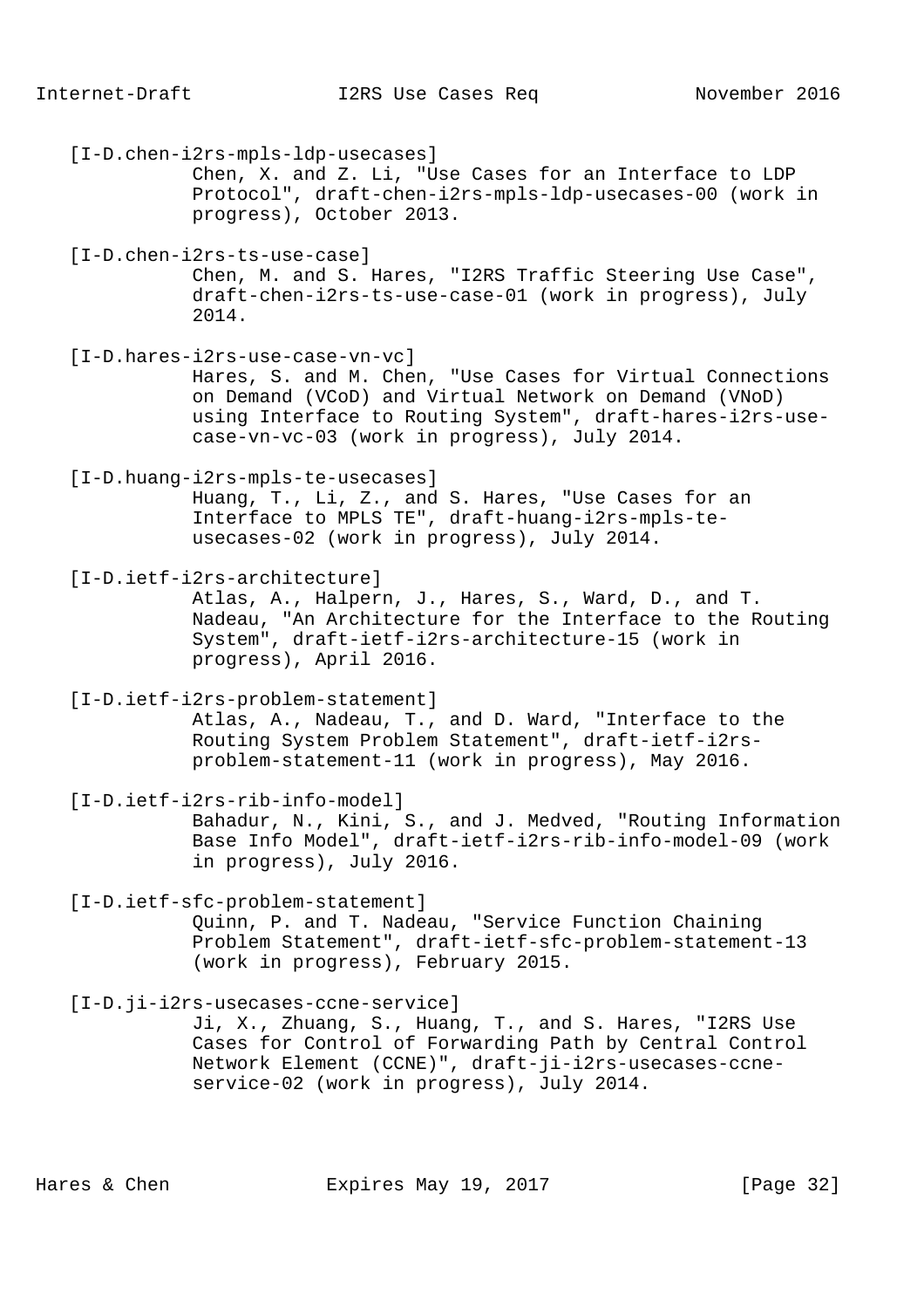[I-D.chen-i2rs-mpls-ldp-usecases]
Chen, X. and Z. Li, "Use Cases for an Interface to LDP Protocol", draft-chen-i2rs-mpls-ldp-usecases-00 (work in progress), October 2013.

[I-D.chen-i2rs-ts-use-case]
Chen, M. and S. Hares, "I2RS Traffic Steering Use Case", draft-chen-i2rs-ts-use-case-01 (work in progress), July 2014.

[I-D.hares-i2rs-use-case-vn-vc]
Hares, S. and M. Chen, "Use Cases for Virtual Connections on Demand (VCoD) and Virtual Network on Demand (VNoD) using Interface to Routing System", draft-hares-i2rs-use-case-vn-vc-03 (work in progress), July 2014.

[I-D.huang-i2rs-mpls-te-usecases]
Huang, T., Li, Z., and S. Hares, "Use Cases for an Interface to MPLS TE", draft-huang-i2rs-mpls-te-usecases-02 (work in progress), July 2014.

[I-D.ietf-i2rs-architecture]
Atlas, A., Halpern, J., Hares, S., Ward, D., and T. Nadeau, "An Architecture for the Interface to the Routing System", draft-ietf-i2rs-architecture-15 (work in progress), April 2016.

[I-D.ietf-i2rs-problem-statement]
Atlas, A., Nadeau, T., and D. Ward, "Interface to the Routing System Problem Statement", draft-ietf-i2rs-problem-statement-11 (work in progress), May 2016.

[I-D.ietf-i2rs-rib-info-model]
Bahadur, N., Kini, S., and J. Medved, "Routing Information Base Info Model", draft-ietf-i2rs-rib-info-model-09 (work in progress), July 2016.

[I-D.ietf-sfc-problem-statement]
Quinn, P. and T. Nadeau, "Service Function Chaining Problem Statement", draft-ietf-sfc-problem-statement-13 (work in progress), February 2015.

[I-D.ji-i2rs-usecases-ccne-service]
Ji, X., Zhuang, S., Huang, T., and S. Hares, "I2RS Use Cases for Control of Forwarding Path by Central Control Network Element (CCNE)", draft-ji-i2rs-usecases-ccne-service-02 (work in progress), July 2014.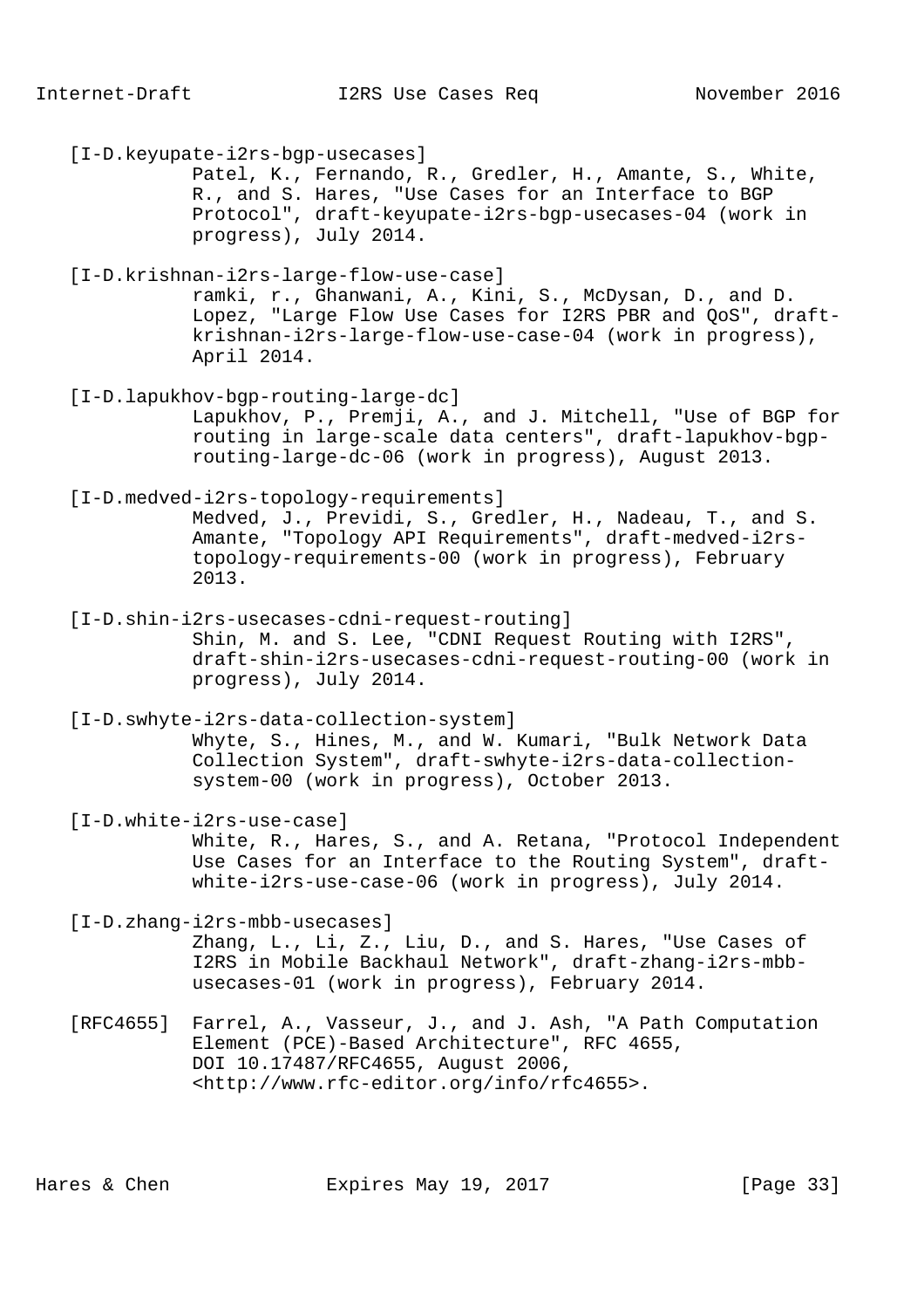[I-D.keyupate-i2rs-bgp-usecases]
Patel, K., Fernando, R., Gredler, H., Amante, S., White, R., and S. Hares, "Use Cases for an Interface to BGP Protocol", draft-keyupate-i2rs-bgp-usecases-04 (work in progress), July 2014.

[I-D.krishnan-i2rs-large-flow-use-case]
ramki, r., Ghanwani, A., Kini, S., McDysan, D., and D. Lopez, "Large Flow Use Cases for I2RS PBR and QoS", draft-krishnan-i2rs-large-flow-use-case-04 (work in progress), April 2014.

[I-D.lapukhov-bgp-routing-large-dc]
Lapukhov, P., Premji, A., and J. Mitchell, "Use of BGP for routing in large-scale data centers", draft-lapukhov-bgp-routing-large-dc-06 (work in progress), August 2013.

[I-D.medved-i2rs-topology-requirements]
Medved, J., Previdi, S., Gredler, H., Nadeau, T., and S. Amante, "Topology API Requirements", draft-medved-i2rs-topology-requirements-00 (work in progress), February 2013.

[I-D.shin-i2rs-usecases-cdni-request-routing]
Shin, M. and S. Lee, "CDNI Request Routing with I2RS", draft-shin-i2rs-usecases-cdni-request-routing-00 (work in progress), July 2014.

[I-D.swhyte-i2rs-data-collection-system]
Whyte, S., Hines, M., and W. Kumari, "Bulk Network Data Collection System", draft-swhyte-i2rs-data-collection-system-00 (work in progress), October 2013.

[I-D.white-i2rs-use-case]
White, R., Hares, S., and A. Retana, "Protocol Independent Use Cases for an Interface to the Routing System", draft-white-i2rs-use-case-06 (work in progress), July 2014.

[I-D.zhang-i2rs-mbb-usecases]
Zhang, L., Li, Z., Liu, D., and S. Hares, "Use Cases of I2RS in Mobile Backhaul Network", draft-zhang-i2rs-mbb-usecases-01 (work in progress), February 2014.

[RFC4655] Farrel, A., Vasseur, J., and J. Ash, "A Path Computation Element (PCE)-Based Architecture", RFC 4655, DOI 10.17487/RFC4655, August 2006, <http://www.rfc-editor.org/info/rfc4655>.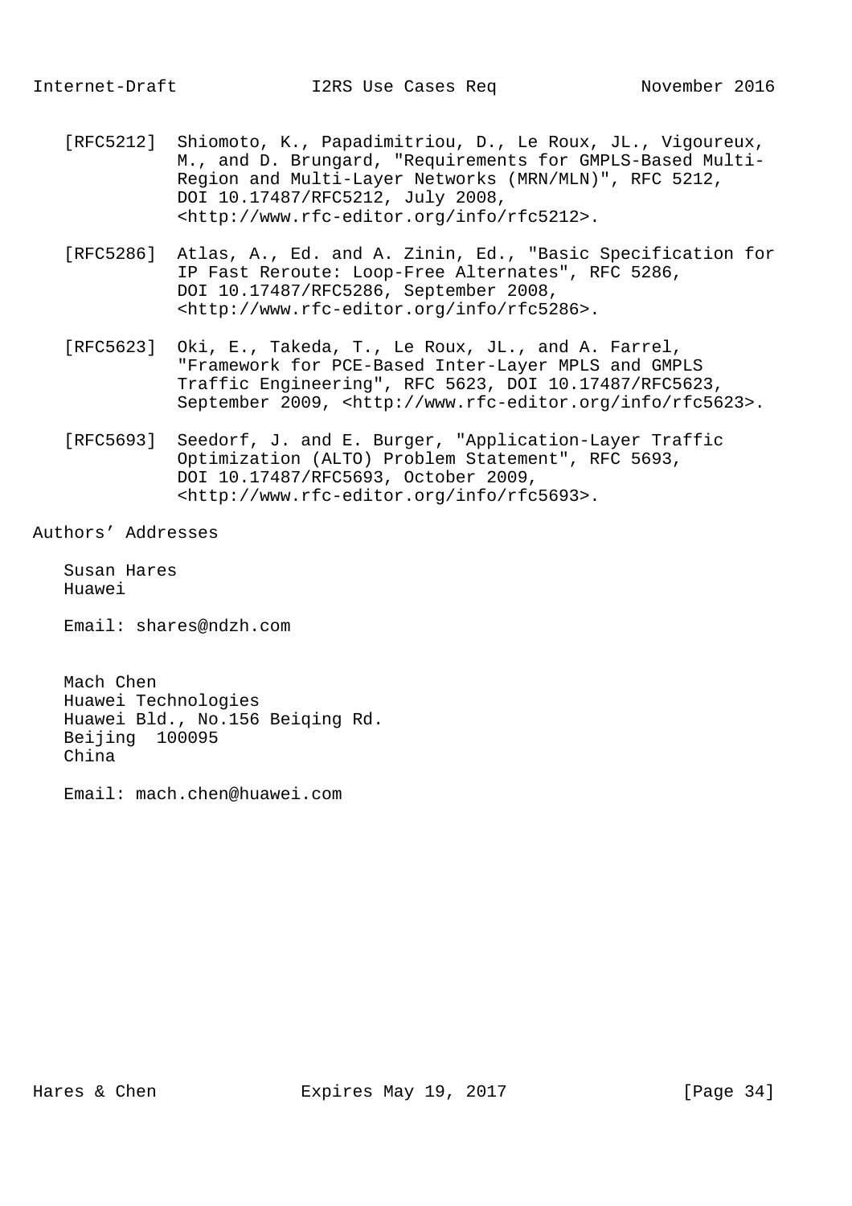[RFC5212] Shiomoto, K., Papadimitriou, D., Le Roux, JL., Vigoureux, M., and D. Brungard, "Requirements for GMPLS-Based Multi-Region and Multi-Layer Networks (MRN/MLN)", RFC 5212, DOI 10.17487/RFC5212, July 2008, <http://www.rfc-editor.org/info/rfc5212>.

[RFC5286] Atlas, A., Ed. and A. Zinin, Ed., "Basic Specification for IP Fast Reroute: Loop-Free Alternates", RFC 5286, DOI 10.17487/RFC5286, September 2008, <http://www.rfc-editor.org/info/rfc5286>.

[RFC5623] Oki, E., Takeda, T., Le Roux, JL., and A. Farrel, "Framework for PCE-Based Inter-Layer MPLS and GMPLS Traffic Engineering", RFC 5623, DOI 10.17487/RFC5623, September 2009, <http://www.rfc-editor.org/info/rfc5623>.

[RFC5693] Seedorf, J. and E. Burger, "Application-Layer Traffic Optimization (ALTO) Problem Statement", RFC 5693, DOI 10.17487/RFC5693, October 2009, <http://www.rfc-editor.org/info/rfc5693>.

## Authors' Addresses

Susan Hares
Huawei

Email: shares@ndzh.com

Mach Chen
Huawei Technologies
Huawei Bld., No.156 Beiqing Rd.
Beijing 100095
China

Email: mach.chen@huawei.com